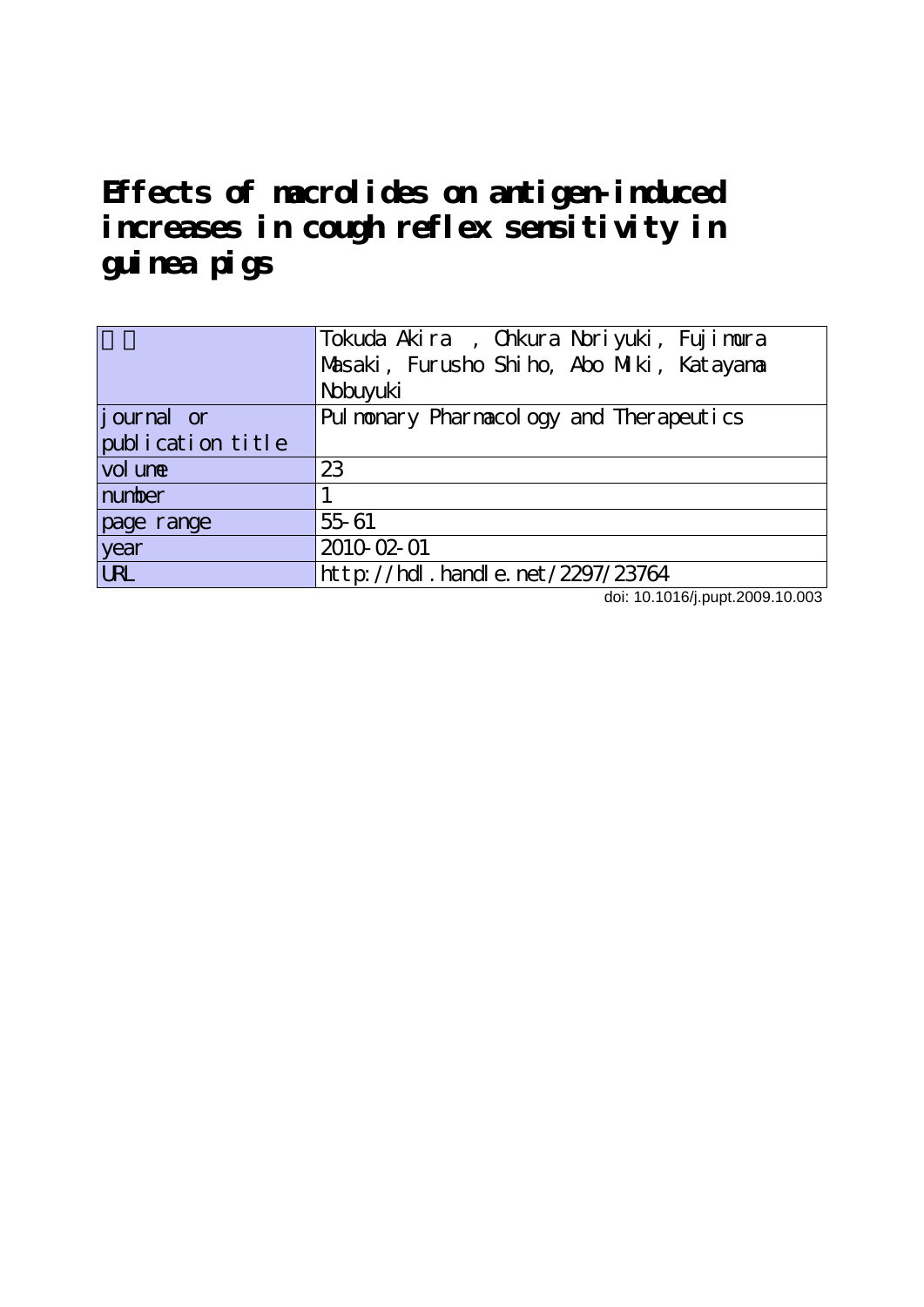# Effects of macrolides on antigen-induced increases in cough reflex sensitivity in guinea pigs

| 著者 | Tokuda Akira , Ohkura Noriyuki, Fujimura Masaki, Furusho Shiho, Abo Miki, Katayama Nobuyuki |
|---|---|
| journal or publication title | Pulmonary Pharmacology and Therapeutics |
| volume | 23 |
| number | 1 |
| page range | 55-61 |
| year | 2010-02-01 |
| URL | http://hdl.handle.net/2297/23764 |

doi: 10.1016/j.pupt.2009.10.003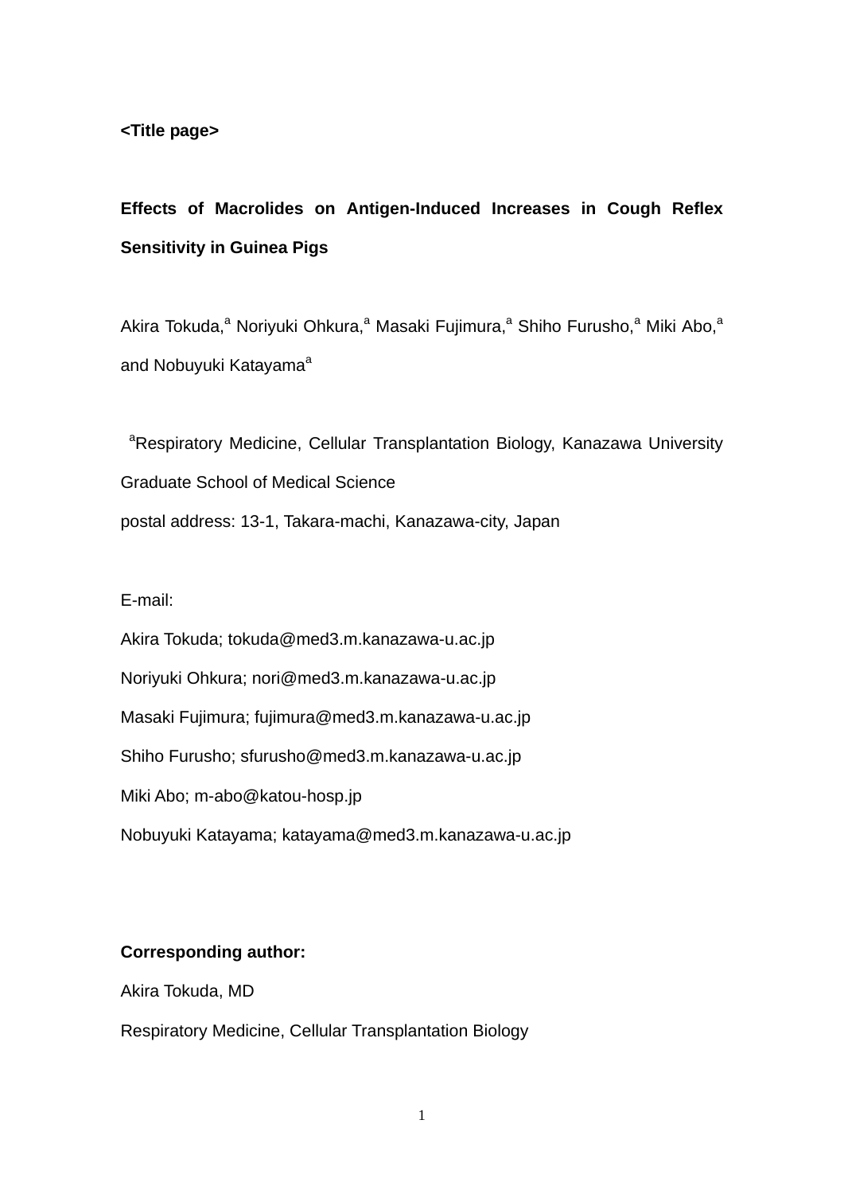**<Title page>**

**Effects of Macrolides on Antigen-Induced Increases in Cough Reflex Sensitivity in Guinea Pigs**

Akira Tokuda,[a] Noriyuki Ohkura,[a] Masaki Fujimura,[a] Shiho Furusho,[a] Miki Abo,[a] and Nobuyuki Katayama[a]

[a]Respiratory Medicine, Cellular Transplantation Biology, Kanazawa University Graduate School of Medical Science
postal address: 13-1, Takara-machi, Kanazawa-city, Japan

E-mail:
Akira Tokuda; tokuda@med3.m.kanazawa-u.ac.jp
Noriyuki Ohkura; nori@med3.m.kanazawa-u.ac.jp
Masaki Fujimura; fujimura@med3.m.kanazawa-u.ac.jp
Shiho Furusho; sfurusho@med3.m.kanazawa-u.ac.jp
Miki Abo; m-abo@katou-hosp.jp
Nobuyuki Katayama; katayama@med3.m.kanazawa-u.ac.jp

**Corresponding author:**
Akira Tokuda, MD
Respiratory Medicine, Cellular Transplantation Biology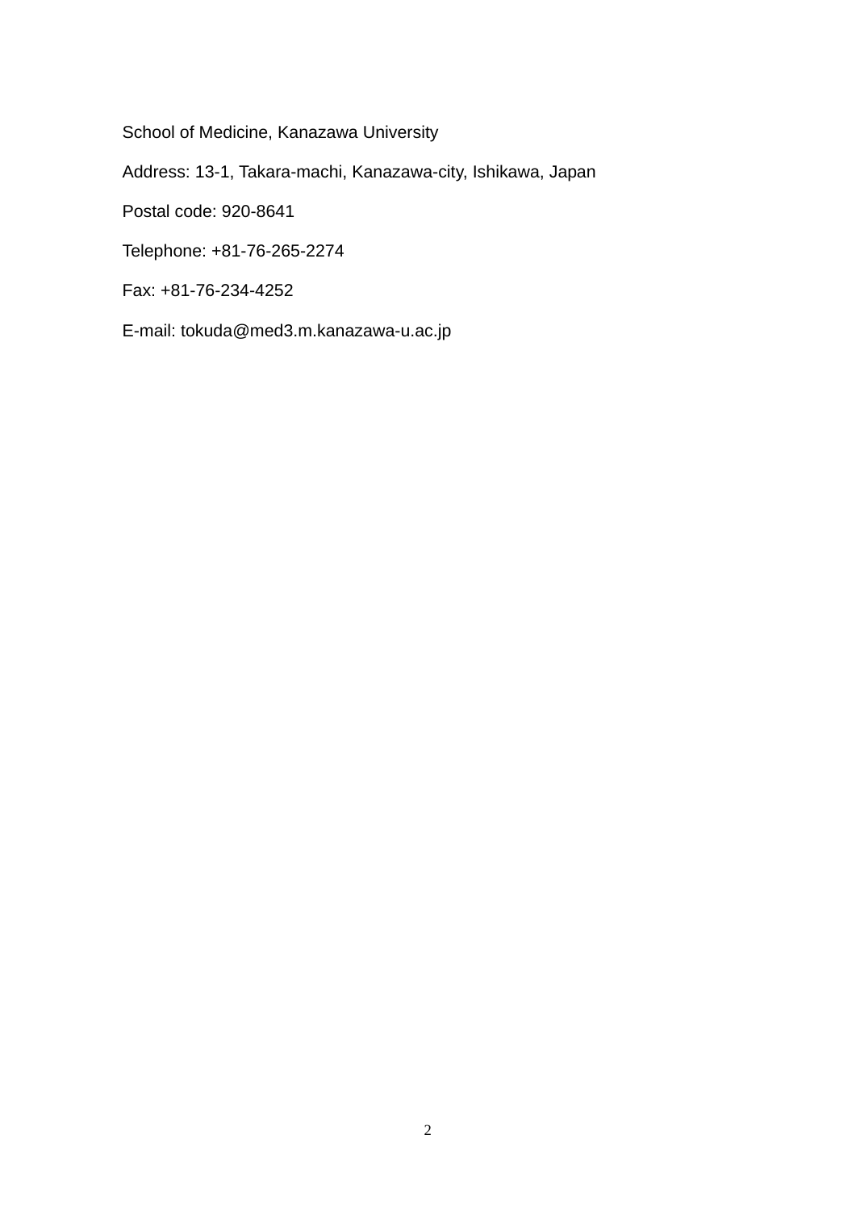School of Medicine, Kanazawa University

Address: 13-1, Takara-machi, Kanazawa-city, Ishikawa, Japan

Postal code: 920-8641

Telephone: +81-76-265-2274

Fax: +81-76-234-4252

E-mail: tokuda@med3.m.kanazawa-u.ac.jp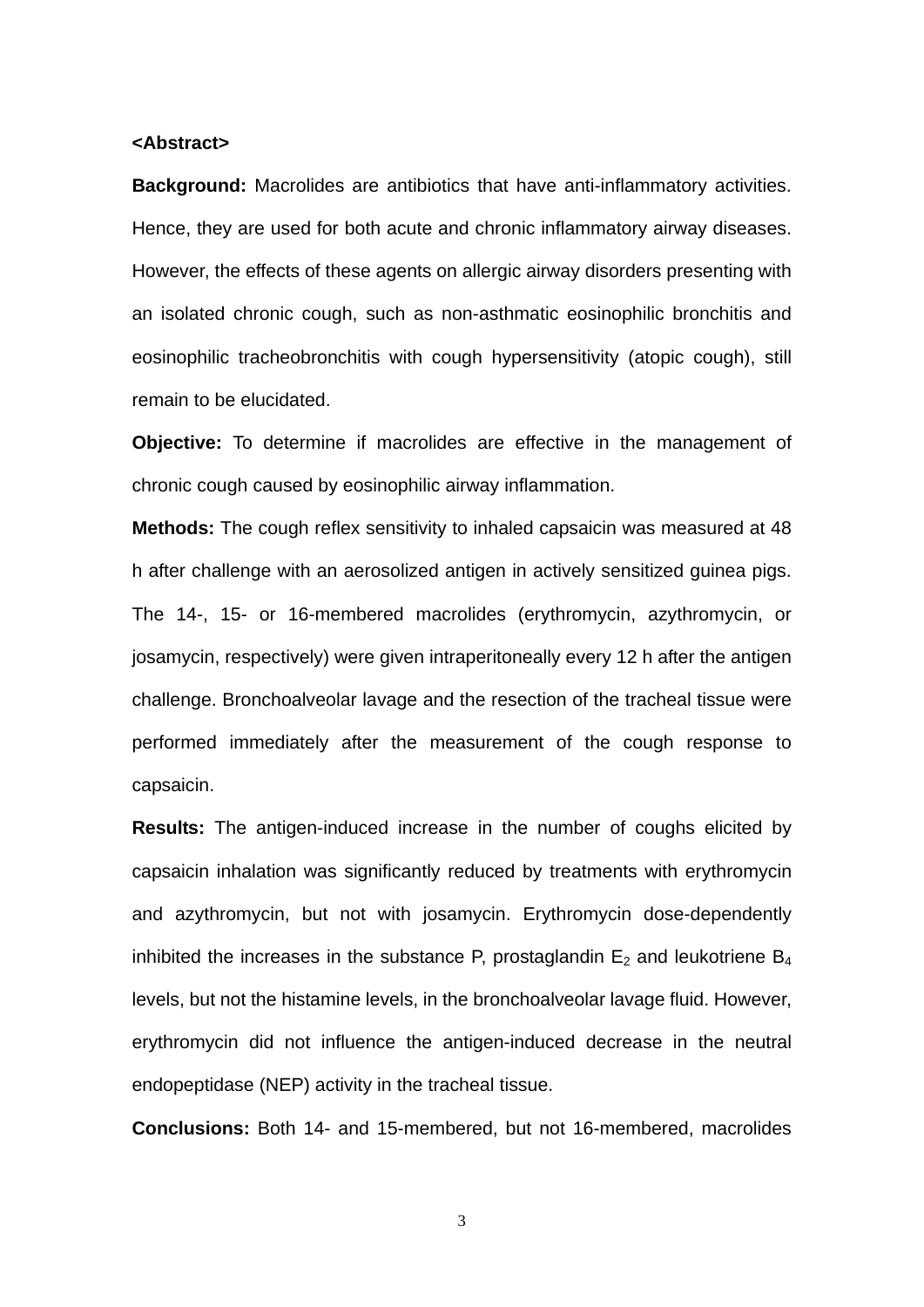**<Abstract>**

**Background:** Macrolides are antibiotics that have anti-inflammatory activities. Hence, they are used for both acute and chronic inflammatory airway diseases. However, the effects of these agents on allergic airway disorders presenting with an isolated chronic cough, such as non-asthmatic eosinophilic bronchitis and eosinophilic tracheobronchitis with cough hypersensitivity (atopic cough), still remain to be elucidated.

**Objective:** To determine if macrolides are effective in the management of chronic cough caused by eosinophilic airway inflammation.

**Methods:** The cough reflex sensitivity to inhaled capsaicin was measured at 48 h after challenge with an aerosolized antigen in actively sensitized guinea pigs. The 14-, 15- or 16-membered macrolides (erythromycin, azythromycin, or josamycin, respectively) were given intraperitoneally every 12 h after the antigen challenge. Bronchoalveolar lavage and the resection of the tracheal tissue were performed immediately after the measurement of the cough response to capsaicin.

**Results:** The antigen-induced increase in the number of coughs elicited by capsaicin inhalation was significantly reduced by treatments with erythromycin and azythromycin, but not with josamycin. Erythromycin dose-dependently inhibited the increases in the substance P, prostaglandin $E_2$ and leukotriene $B_4$ levels, but not the histamine levels, in the bronchoalveolar lavage fluid. However, erythromycin did not influence the antigen-induced decrease in the neutral endopeptidase (NEP) activity in the tracheal tissue.

**Conclusions:** Both 14- and 15-membered, but not 16-membered, macrolides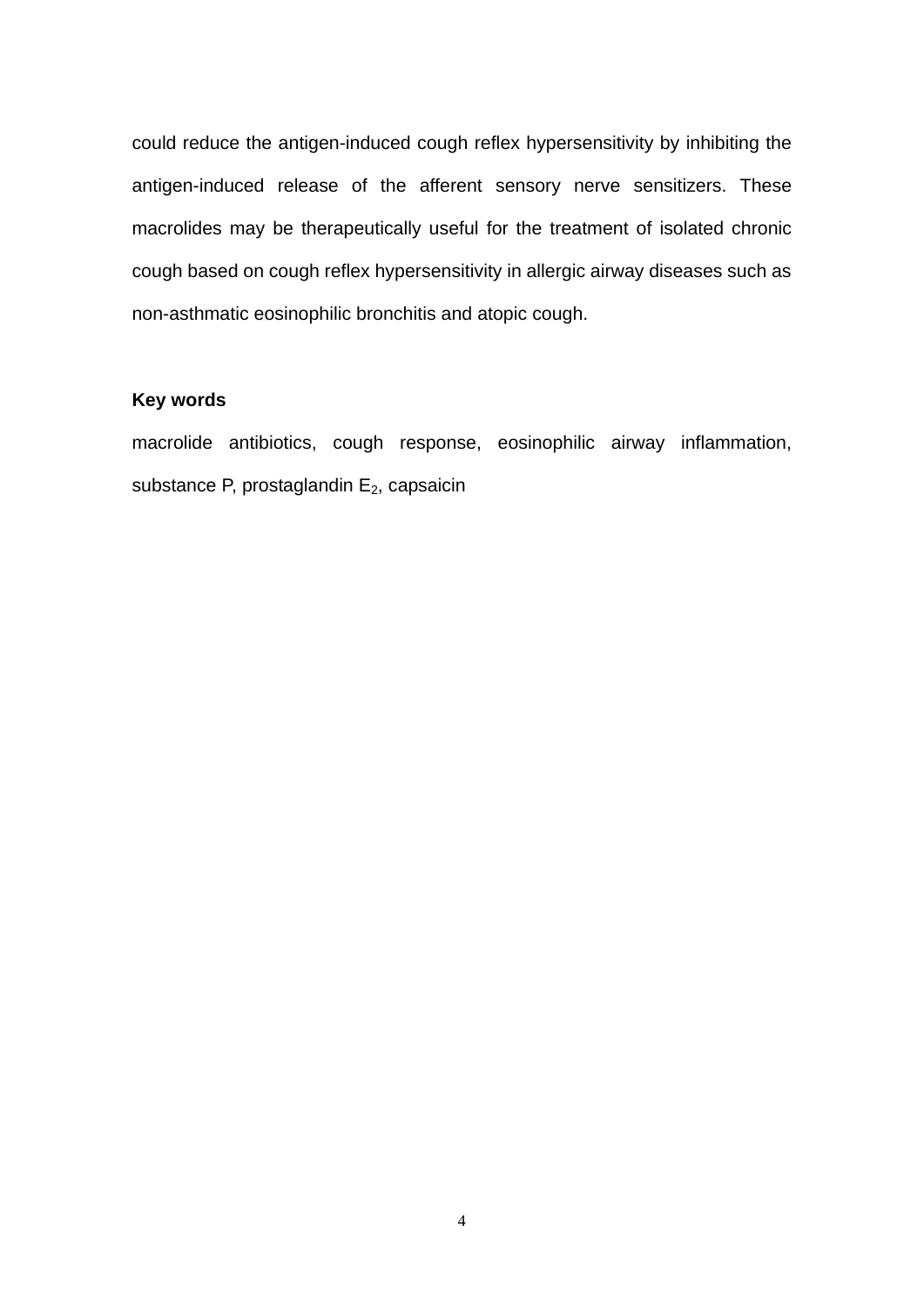could reduce the antigen-induced cough reflex hypersensitivity by inhibiting the antigen-induced release of the afferent sensory nerve sensitizers. These macrolides may be therapeutically useful for the treatment of isolated chronic cough based on cough reflex hypersensitivity in allergic airway diseases such as non-asthmatic eosinophilic bronchitis and atopic cough.

**Key words**

macrolide antibiotics, cough response, eosinophilic airway inflammation, substance P, prostaglandin $E_2$, capsaicin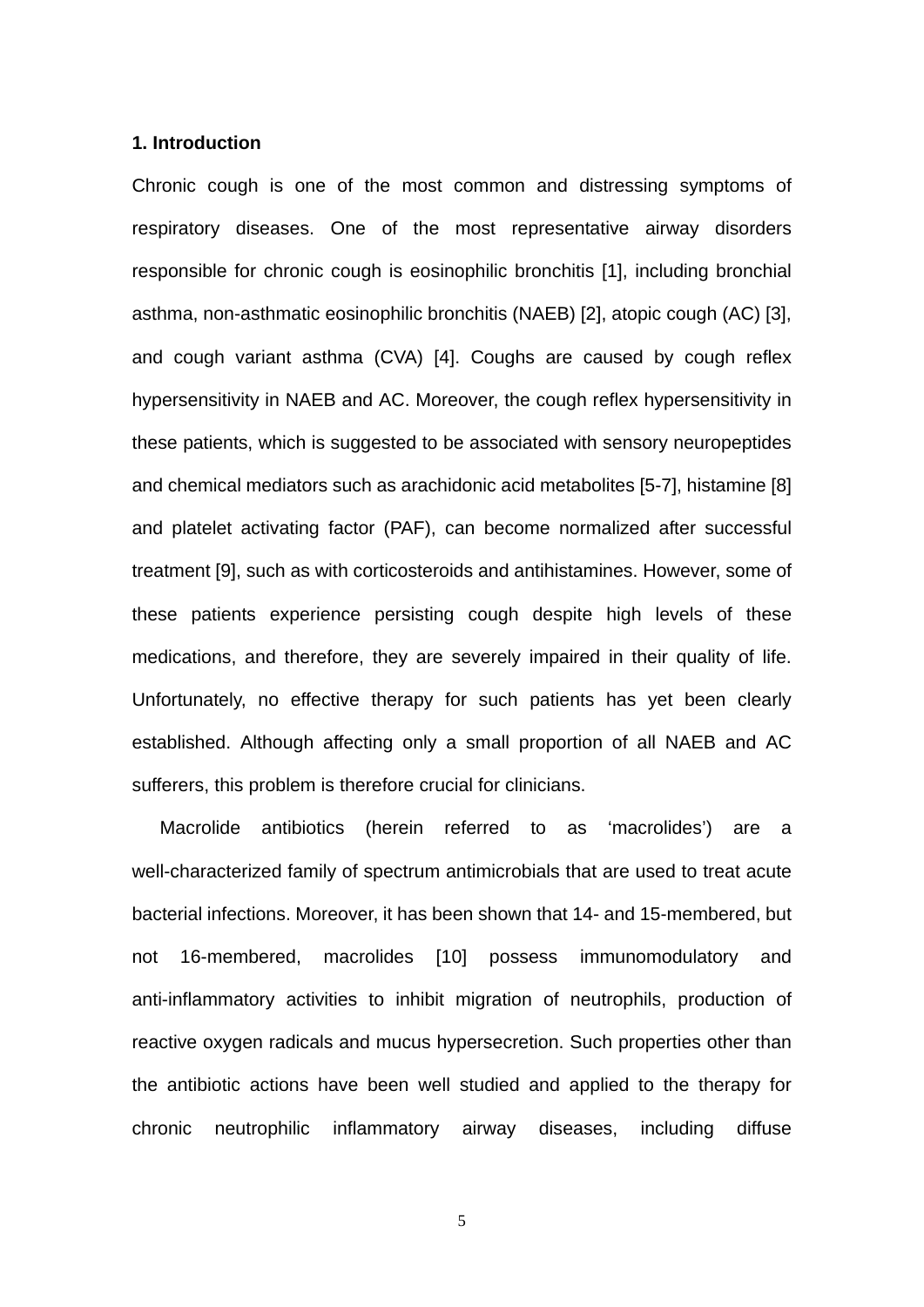## 1. Introduction

Chronic cough is one of the most common and distressing symptoms of respiratory diseases. One of the most representative airway disorders responsible for chronic cough is eosinophilic bronchitis [1], including bronchial asthma, non-asthmatic eosinophilic bronchitis (NAEB) [2], atopic cough (AC) [3], and cough variant asthma (CVA) [4]. Coughs are caused by cough reflex hypersensitivity in NAEB and AC. Moreover, the cough reflex hypersensitivity in these patients, which is suggested to be associated with sensory neuropeptides and chemical mediators such as arachidonic acid metabolites [5-7], histamine [8] and platelet activating factor (PAF), can become normalized after successful treatment [9], such as with corticosteroids and antihistamines. However, some of these patients experience persisting cough despite high levels of these medications, and therefore, they are severely impaired in their quality of life. Unfortunately, no effective therapy for such patients has yet been clearly established. Although affecting only a small proportion of all NAEB and AC sufferers, this problem is therefore crucial for clinicians.

Macrolide antibiotics (herein referred to as 'macrolides') are a well-characterized family of spectrum antimicrobials that are used to treat acute bacterial infections. Moreover, it has been shown that 14- and 15-membered, but not 16-membered, macrolides [10] possess immunomodulatory and anti-inflammatory activities to inhibit migration of neutrophils, production of reactive oxygen radicals and mucus hypersecretion. Such properties other than the antibiotic actions have been well studied and applied to the therapy for chronic neutrophilic inflammatory airway diseases, including diffuse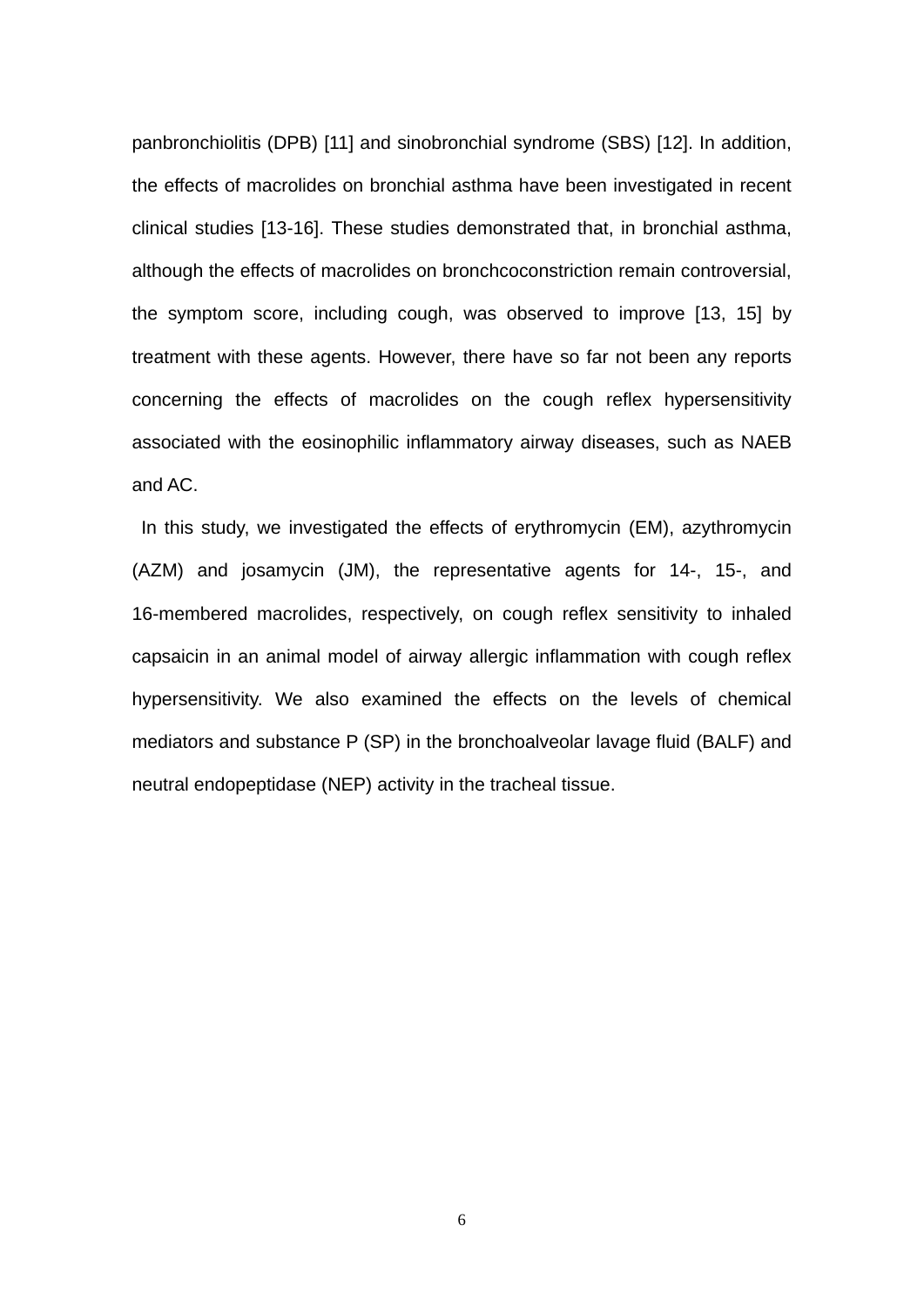panbronchiolitis (DPB) [11] and sinobronchial syndrome (SBS) [12]. In addition, the effects of macrolides on bronchial asthma have been investigated in recent clinical studies [13-16]. These studies demonstrated that, in bronchial asthma, although the effects of macrolides on bronchcoconstriction remain controversial, the symptom score, including cough, was observed to improve [13, 15] by treatment with these agents. However, there have so far not been any reports concerning the effects of macrolides on the cough reflex hypersensitivity associated with the eosinophilic inflammatory airway diseases, such as NAEB and AC.

In this study, we investigated the effects of erythromycin (EM), azythromycin (AZM) and josamycin (JM), the representative agents for 14-, 15-, and 16-membered macrolides, respectively, on cough reflex sensitivity to inhaled capsaicin in an animal model of airway allergic inflammation with cough reflex hypersensitivity. We also examined the effects on the levels of chemical mediators and substance P (SP) in the bronchoalveolar lavage fluid (BALF) and neutral endopeptidase (NEP) activity in the tracheal tissue.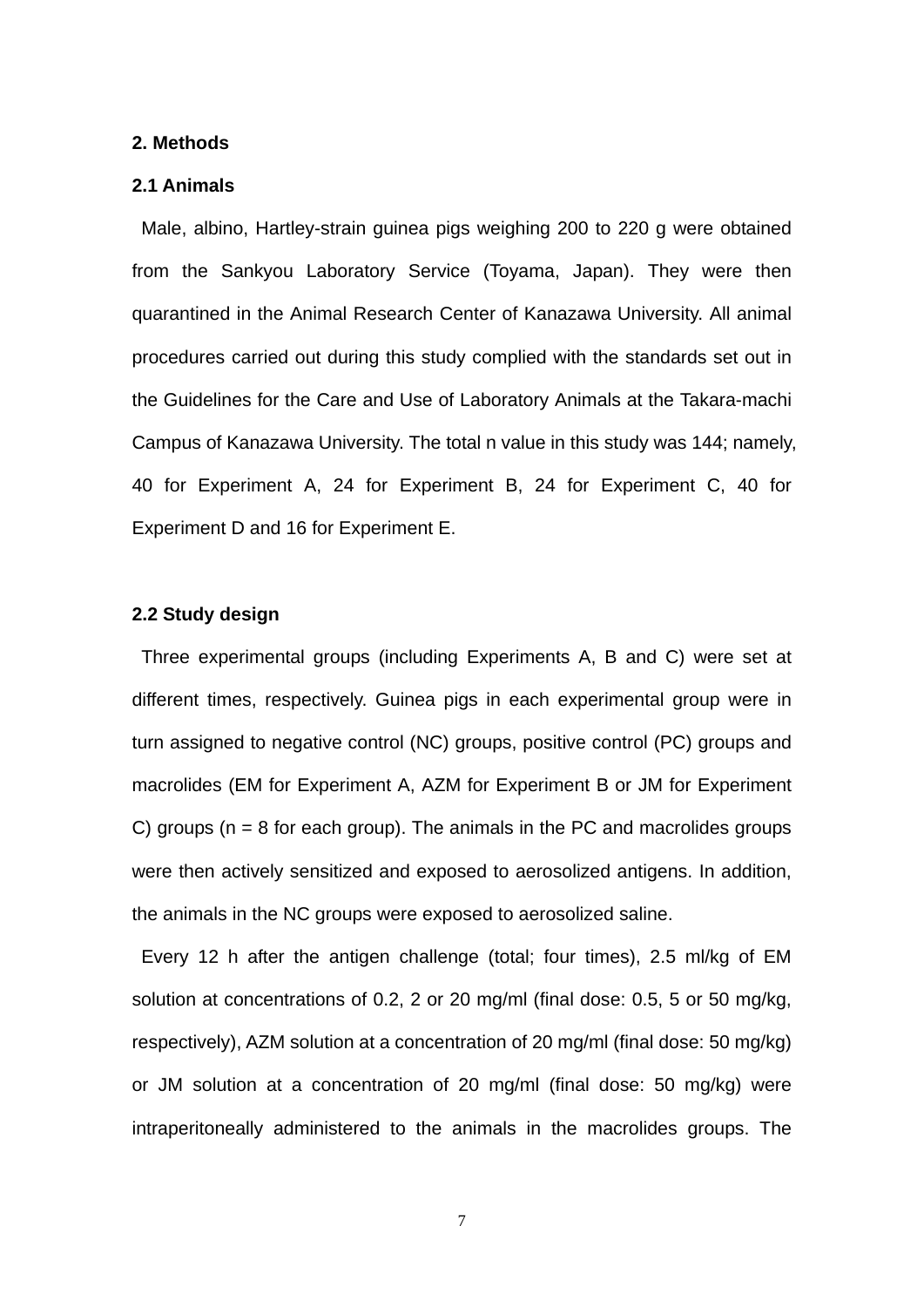## 2. Methods

### 2.1 Animals

Male, albino, Hartley-strain guinea pigs weighing 200 to 220 g were obtained from the Sankyou Laboratory Service (Toyama, Japan). They were then quarantined in the Animal Research Center of Kanazawa University. All animal procedures carried out during this study complied with the standards set out in the Guidelines for the Care and Use of Laboratory Animals at the Takara-machi Campus of Kanazawa University. The total n value in this study was 144; namely, 40 for Experiment A, 24 for Experiment B, 24 for Experiment C, 40 for Experiment D and 16 for Experiment E.

### 2.2 Study design

Three experimental groups (including Experiments A, B and C) were set at different times, respectively. Guinea pigs in each experimental group were in turn assigned to negative control (NC) groups, positive control (PC) groups and macrolides (EM for Experiment A, AZM for Experiment B or JM for Experiment C) groups (n = 8 for each group). The animals in the PC and macrolides groups were then actively sensitized and exposed to aerosolized antigens. In addition, the animals in the NC groups were exposed to aerosolized saline.

Every 12 h after the antigen challenge (total; four times), 2.5 ml/kg of EM solution at concentrations of 0.2, 2 or 20 mg/ml (final dose: 0.5, 5 or 50 mg/kg, respectively), AZM solution at a concentration of 20 mg/ml (final dose: 50 mg/kg) or JM solution at a concentration of 20 mg/ml (final dose: 50 mg/kg) were intraperitoneally administered to the animals in the macrolides groups. The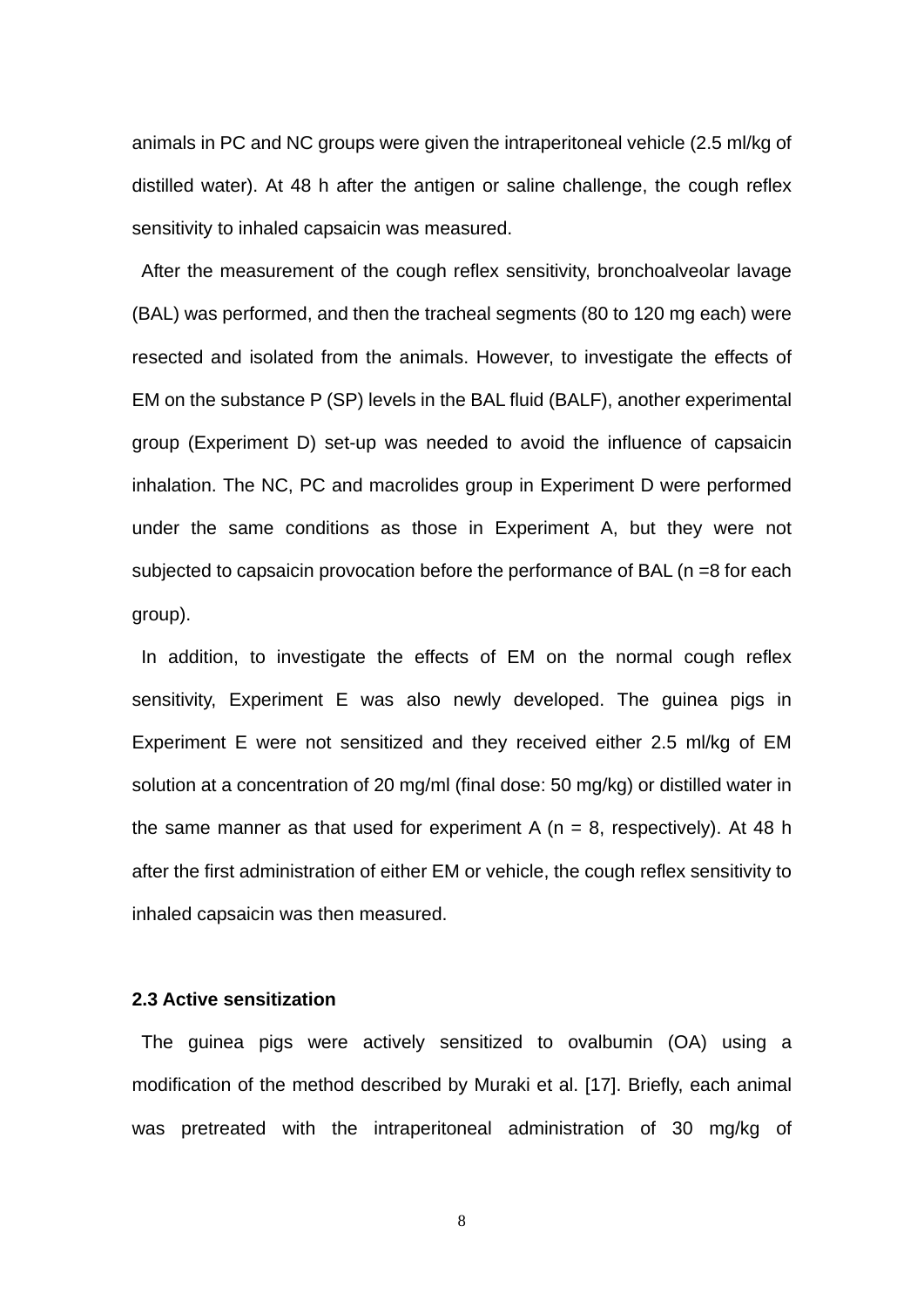animals in PC and NC groups were given the intraperitoneal vehicle (2.5 ml/kg of distilled water). At 48 h after the antigen or saline challenge, the cough reflex sensitivity to inhaled capsaicin was measured.

After the measurement of the cough reflex sensitivity, bronchoalveolar lavage (BAL) was performed, and then the tracheal segments (80 to 120 mg each) were resected and isolated from the animals. However, to investigate the effects of EM on the substance P (SP) levels in the BAL fluid (BALF), another experimental group (Experiment D) set-up was needed to avoid the influence of capsaicin inhalation. The NC, PC and macrolides group in Experiment D were performed under the same conditions as those in Experiment A, but they were not subjected to capsaicin provocation before the performance of BAL (n =8 for each group).

In addition, to investigate the effects of EM on the normal cough reflex sensitivity, Experiment E was also newly developed. The guinea pigs in Experiment E were not sensitized and they received either 2.5 ml/kg of EM solution at a concentration of 20 mg/ml (final dose: 50 mg/kg) or distilled water in the same manner as that used for experiment A (n = 8, respectively). At 48 h after the first administration of either EM or vehicle, the cough reflex sensitivity to inhaled capsaicin was then measured.

### 2.3 Active sensitization

The guinea pigs were actively sensitized to ovalbumin (OA) using a modification of the method described by Muraki et al. [17]. Briefly, each animal was pretreated with the intraperitoneal administration of 30 mg/kg of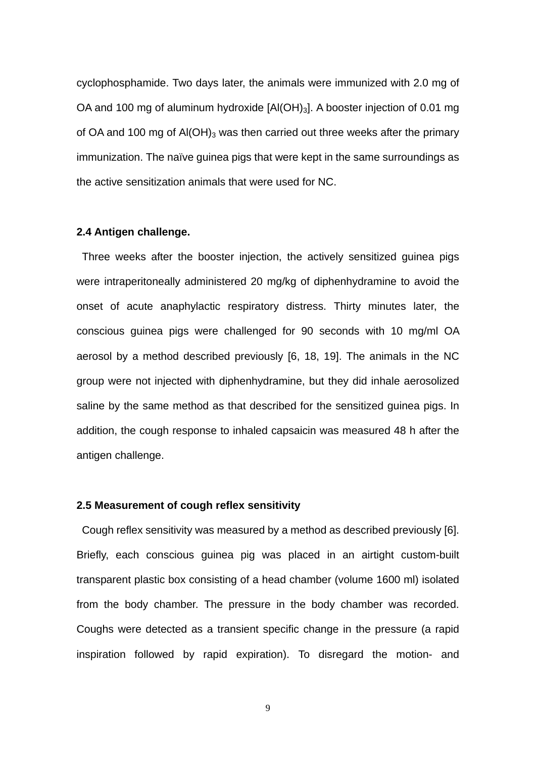cyclophosphamide. Two days later, the animals were immunized with 2.0 mg of OA and 100 mg of aluminum hydroxide [$Al(OH)_3$]. A booster injection of 0.01 mg of OA and 100 mg of $Al(OH)_3$ was then carried out three weeks after the primary immunization. The naïve guinea pigs that were kept in the same surroundings as the active sensitization animals that were used for NC.

**2.4 Antigen challenge.**

Three weeks after the booster injection, the actively sensitized guinea pigs were intraperitoneally administered 20 mg/kg of diphenhydramine to avoid the onset of acute anaphylactic respiratory distress. Thirty minutes later, the conscious guinea pigs were challenged for 90 seconds with 10 mg/ml OA aerosol by a method described previously [6, 18, 19]. The animals in the NC group were not injected with diphenhydramine, but they did inhale aerosolized saline by the same method as that described for the sensitized guinea pigs. In addition, the cough response to inhaled capsaicin was measured 48 h after the antigen challenge.

**2.5 Measurement of cough reflex sensitivity**

Cough reflex sensitivity was measured by a method as described previously [6]. Briefly, each conscious guinea pig was placed in an airtight custom-built transparent plastic box consisting of a head chamber (volume 1600 ml) isolated from the body chamber. The pressure in the body chamber was recorded. Coughs were detected as a transient specific change in the pressure (a rapid inspiration followed by rapid expiration). To disregard the motion- and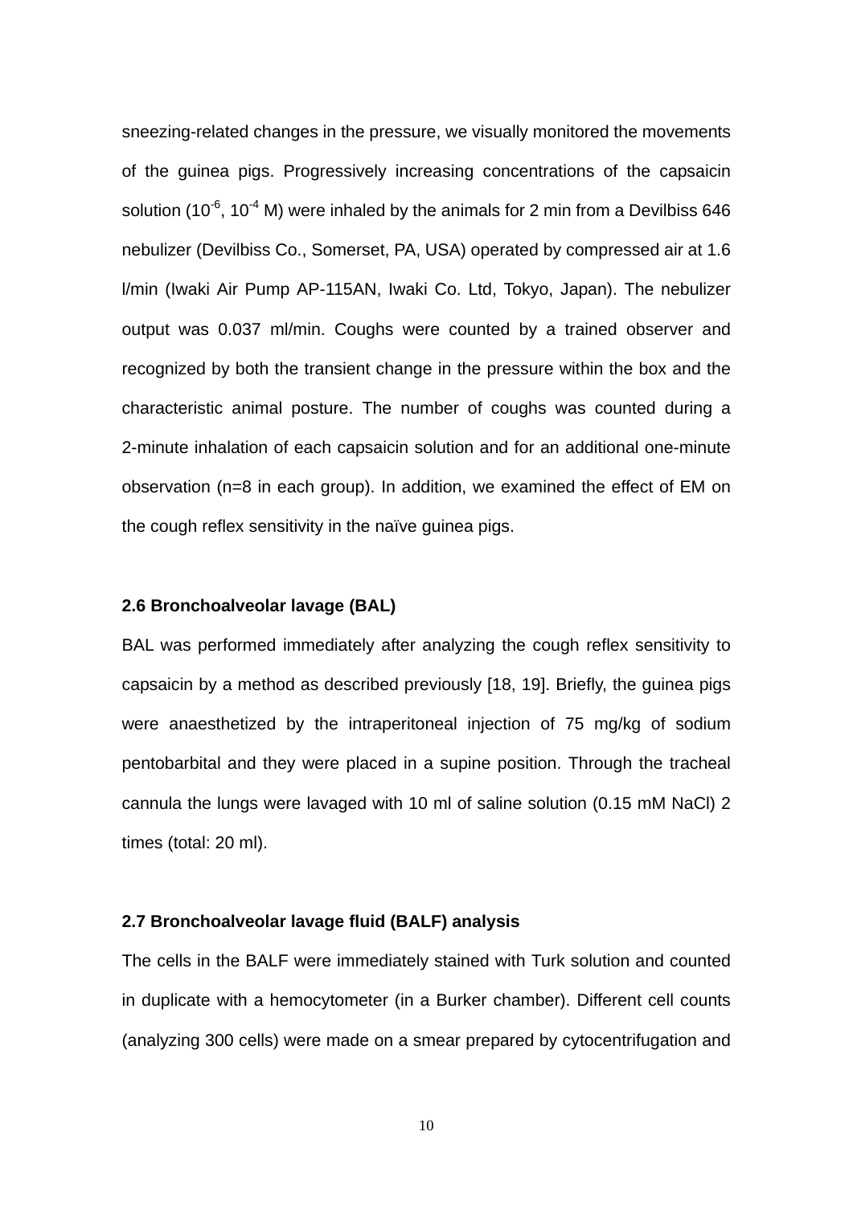sneezing-related changes in the pressure, we visually monitored the movements of the guinea pigs. Progressively increasing concentrations of the capsaicin solution ($10^{-6}$, $10^{-4}$ M) were inhaled by the animals for 2 min from a Devilbiss 646 nebulizer (Devilbiss Co., Somerset, PA, USA) operated by compressed air at 1.6 l/min (Iwaki Air Pump AP-115AN, Iwaki Co. Ltd, Tokyo, Japan). The nebulizer output was 0.037 ml/min. Coughs were counted by a trained observer and recognized by both the transient change in the pressure within the box and the characteristic animal posture. The number of coughs was counted during a 2-minute inhalation of each capsaicin solution and for an additional one-minute observation (n=8 in each group). In addition, we examined the effect of EM on the cough reflex sensitivity in the naïve guinea pigs.

### 2.6 Bronchoalveolar lavage (BAL)

BAL was performed immediately after analyzing the cough reflex sensitivity to capsaicin by a method as described previously [18, 19]. Briefly, the guinea pigs were anaesthetized by the intraperitoneal injection of 75 mg/kg of sodium pentobarbital and they were placed in a supine position. Through the tracheal cannula the lungs were lavaged with 10 ml of saline solution (0.15 mM NaCl) 2 times (total: 20 ml).

### 2.7 Bronchoalveolar lavage fluid (BALF) analysis

The cells in the BALF were immediately stained with Turk solution and counted in duplicate with a hemocytometer (in a Burker chamber). Different cell counts (analyzing 300 cells) were made on a smear prepared by cytocentrifugation and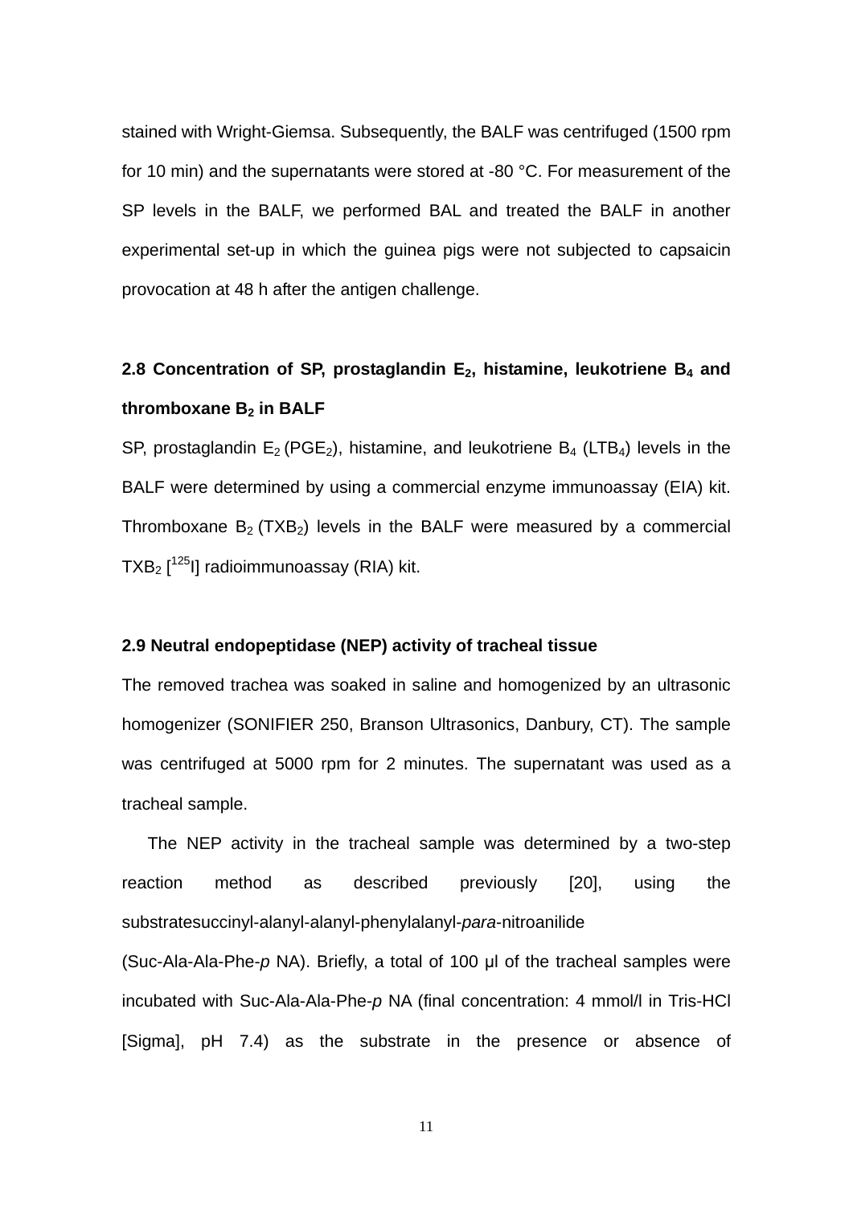stained with Wright-Giemsa. Subsequently, the BALF was centrifuged (1500 rpm for 10 min) and the supernatants were stored at -80 °C. For measurement of the SP levels in the BALF, we performed BAL and treated the BALF in another experimental set-up in which the guinea pigs were not subjected to capsaicin provocation at 48 h after the antigen challenge.

### 2.8 Concentration of SP, prostaglandin $E_2$, histamine, leukotriene $B_4$ and thromboxane $B_2$ in BALF

SP, prostaglandin $E_2$ ($PGE_2$), histamine, and leukotriene $B_4$ ($LTB_4$) levels in the BALF were determined by using a commercial enzyme immunoassay (EIA) kit. Thromboxane $B_2$ ($TXB_2$) levels in the BALF were measured by a commercial $TXB_2$ [$^{125}$I] radioimmunoassay (RIA) kit.

### 2.9 Neutral endopeptidase (NEP) activity of tracheal tissue

The removed trachea was soaked in saline and homogenized by an ultrasonic homogenizer (SONIFIER 250, Branson Ultrasonics, Danbury, CT). The sample was centrifuged at 5000 rpm for 2 minutes. The supernatant was used as a tracheal sample.

The NEP activity in the tracheal sample was determined by a two-step reaction method as described previously [20], using the substratesuccinyl-alanyl-alanyl-phenylalanyl-*para*-nitroanilide (Suc-Ala-Ala-Phe-*p* NA). Briefly, a total of 100 μl of the tracheal samples were incubated with Suc-Ala-Ala-Phe-*p* NA (final concentration: 4 mmol/l in Tris-HCl [Sigma], pH 7.4) as the substrate in the presence or absence of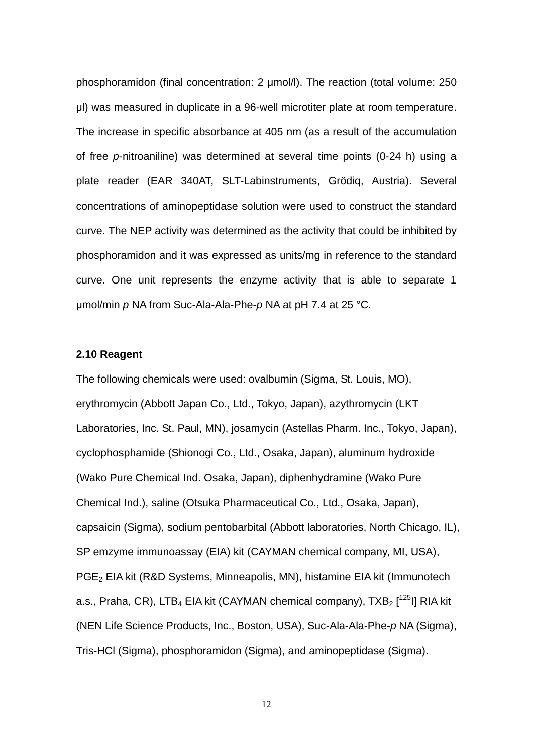phosphoramidon (final concentration: 2 μmol/l). The reaction (total volume: 250 μl) was measured in duplicate in a 96-well microtiter plate at room temperature. The increase in specific absorbance at 405 nm (as a result of the accumulation of free *p*-nitroaniline) was determined at several time points (0-24 h) using a plate reader (EAR 340AT, SLT-Labinstruments, Grödiq, Austria). Several concentrations of aminopeptidase solution were used to construct the standard curve. The NEP activity was determined as the activity that could be inhibited by phosphoramidon and it was expressed as units/mg in reference to the standard curve. One unit represents the enzyme activity that is able to separate 1 μmol/min *p* NA from Suc-Ala-Ala-Phe-*p* NA at pH 7.4 at 25 °C.

**2.10 Reagent**

The following chemicals were used: ovalbumin (Sigma, St. Louis, MO), erythromycin (Abbott Japan Co., Ltd., Tokyo, Japan), azythromycin (LKT Laboratories, Inc. St. Paul, MN), josamycin (Astellas Pharm. Inc., Tokyo, Japan), cyclophosphamide (Shionogi Co., Ltd., Osaka, Japan), aluminum hydroxide (Wako Pure Chemical Ind. Osaka, Japan), diphenhydramine (Wako Pure Chemical Ind.), saline (Otsuka Pharmaceutical Co., Ltd., Osaka, Japan), capsaicin (Sigma), sodium pentobarbital (Abbott laboratories, North Chicago, IL), SP emzyme immunoassay (EIA) kit (CAYMAN chemical company, MI, USA), $PGE_2$ EIA kit (R&D Systems, Minneapolis, MN), histamine EIA kit (Immunotech a.s., Praha, CR), $LTB_4$ EIA kit (CAYMAN chemical company), $TXB_2$ [$^{125}$I] RIA kit (NEN Life Science Products, Inc., Boston, USA), Suc-Ala-Ala-Phe-*p* NA (Sigma), Tris-HCl (Sigma), phosphoramidon (Sigma), and aminopeptidase (Sigma).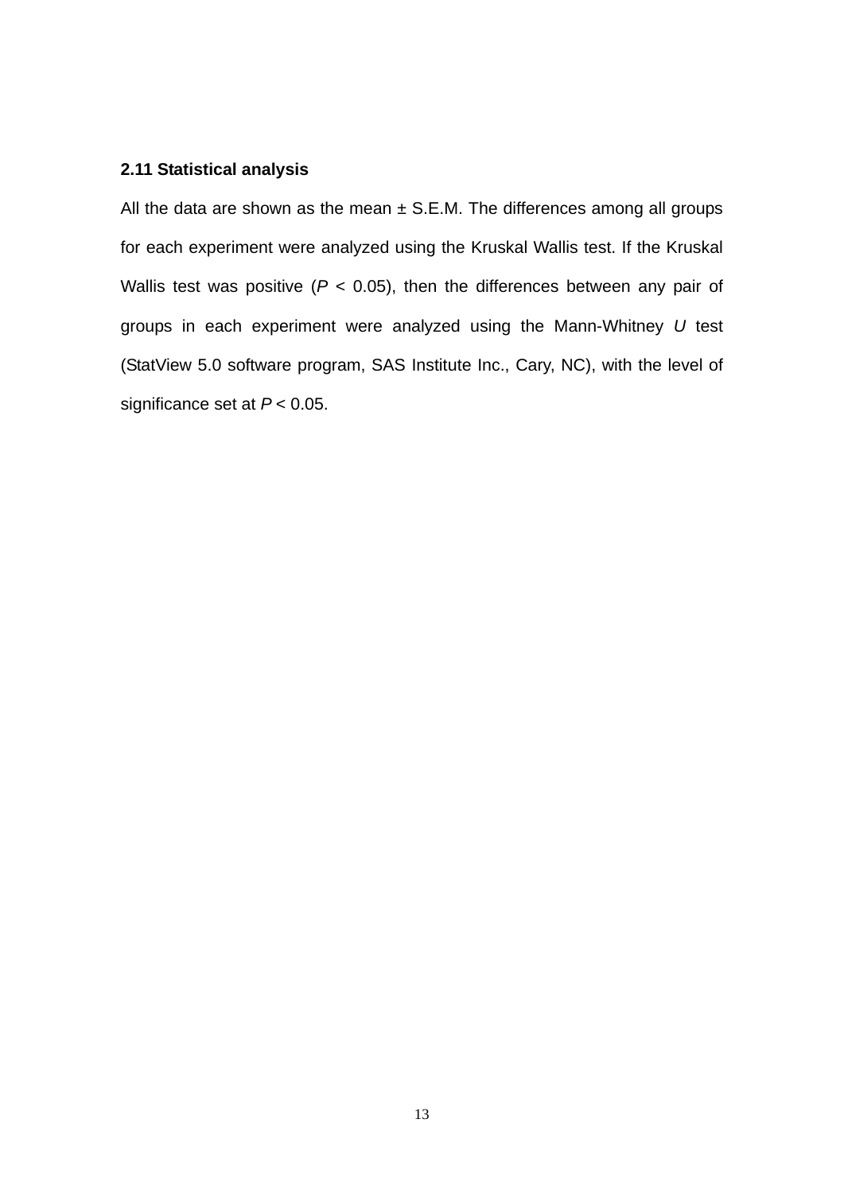### 2.11 Statistical analysis

All the data are shown as the mean ± S.E.M. The differences among all groups for each experiment were analyzed using the Kruskal Wallis test. If the Kruskal Wallis test was positive ($P < 0.05$), then the differences between any pair of groups in each experiment were analyzed using the Mann-Whitney *U* test (StatView 5.0 software program, SAS Institute Inc., Cary, NC), with the level of significance set at $P < 0.05$.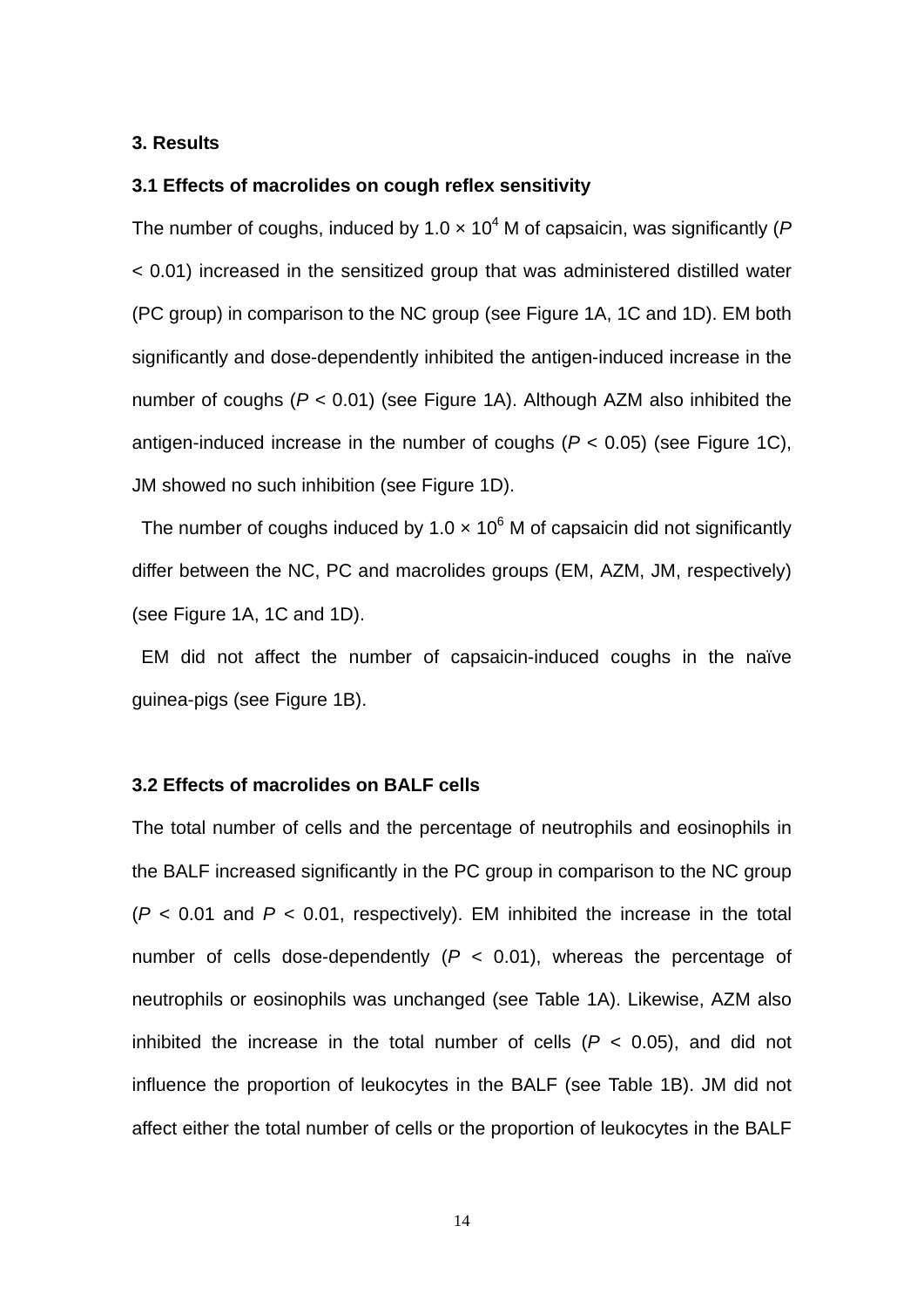## 3. Results

### 3.1 Effects of macrolides on cough reflex sensitivity

The number of coughs, induced by $1.0 \times 10^{4}$ M of capsaicin, was significantly ($P$ < 0.01) increased in the sensitized group that was administered distilled water (PC group) in comparison to the NC group (see Figure 1A, 1C and 1D). EM both significantly and dose-dependently inhibited the antigen-induced increase in the number of coughs ($P$ < 0.01) (see Figure 1A). Although AZM also inhibited the antigen-induced increase in the number of coughs ($P$ < 0.05) (see Figure 1C), JM showed no such inhibition (see Figure 1D).

The number of coughs induced by $1.0 \times 10^{6}$ M of capsaicin did not significantly differ between the NC, PC and macrolides groups (EM, AZM, JM, respectively) (see Figure 1A, 1C and 1D).

EM did not affect the number of capsaicin-induced coughs in the naïve guinea-pigs (see Figure 1B).

### 3.2 Effects of macrolides on BALF cells

The total number of cells and the percentage of neutrophils and eosinophils in the BALF increased significantly in the PC group in comparison to the NC group ($P$ < 0.01 and $P$ < 0.01, respectively). EM inhibited the increase in the total number of cells dose-dependently ($P$ < 0.01), whereas the percentage of neutrophils or eosinophils was unchanged (see Table 1A). Likewise, AZM also inhibited the increase in the total number of cells ($P$ < 0.05), and did not influence the proportion of leukocytes in the BALF (see Table 1B). JM did not affect either the total number of cells or the proportion of leukocytes in the BALF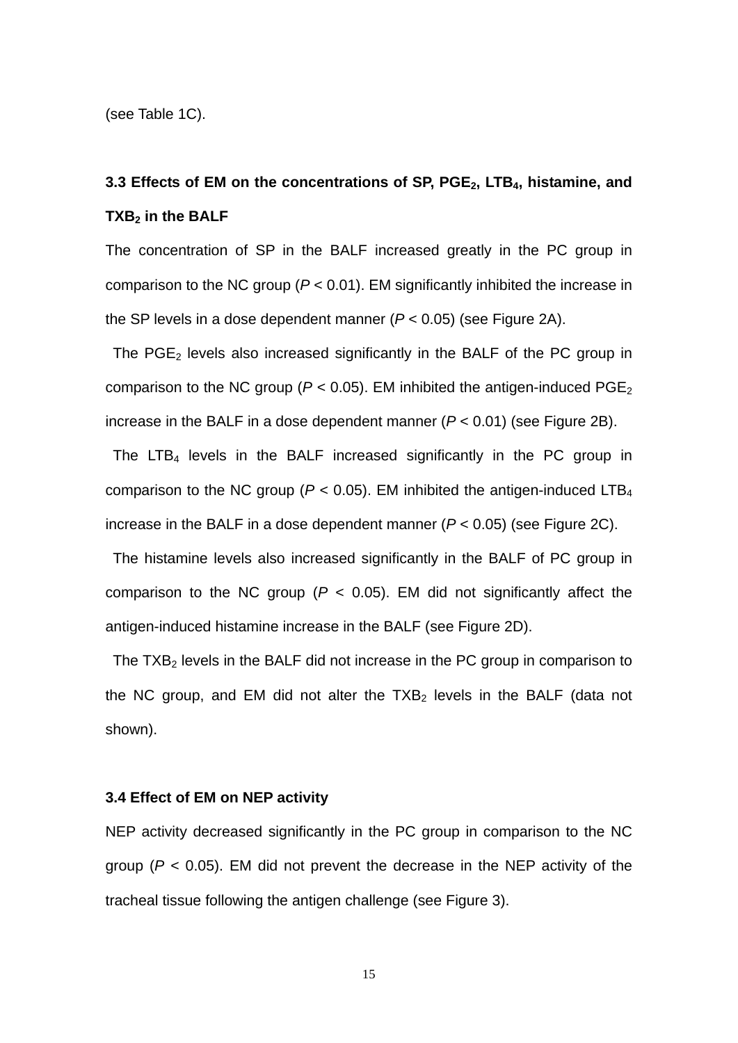(see Table 1C).

### 3.3 Effects of EM on the concentrations of SP, $PGE_2$, $LTB_4$, histamine, and $TXB_2$ in the BALF

The concentration of SP in the BALF increased greatly in the PC group in comparison to the NC group ($P < 0.01$). EM significantly inhibited the increase in the SP levels in a dose dependent manner ($P < 0.05$) (see Figure 2A).

The $PGE_2$ levels also increased significantly in the BALF of the PC group in comparison to the NC group ($P < 0.05$). EM inhibited the antigen-induced $PGE_2$ increase in the BALF in a dose dependent manner ($P < 0.01$) (see Figure 2B).

The $LTB_4$ levels in the BALF increased significantly in the PC group in comparison to the NC group ($P < 0.05$). EM inhibited the antigen-induced $LTB_4$ increase in the BALF in a dose dependent manner ($P < 0.05$) (see Figure 2C).

The histamine levels also increased significantly in the BALF of PC group in comparison to the NC group ($P < 0.05$). EM did not significantly affect the antigen-induced histamine increase in the BALF (see Figure 2D).

The $TXB_2$ levels in the BALF did not increase in the PC group in comparison to the NC group, and EM did not alter the $TXB_2$ levels in the BALF (data not shown).

### 3.4 Effect of EM on NEP activity

NEP activity decreased significantly in the PC group in comparison to the NC group ($P < 0.05$). EM did not prevent the decrease in the NEP activity of the tracheal tissue following the antigen challenge (see Figure 3).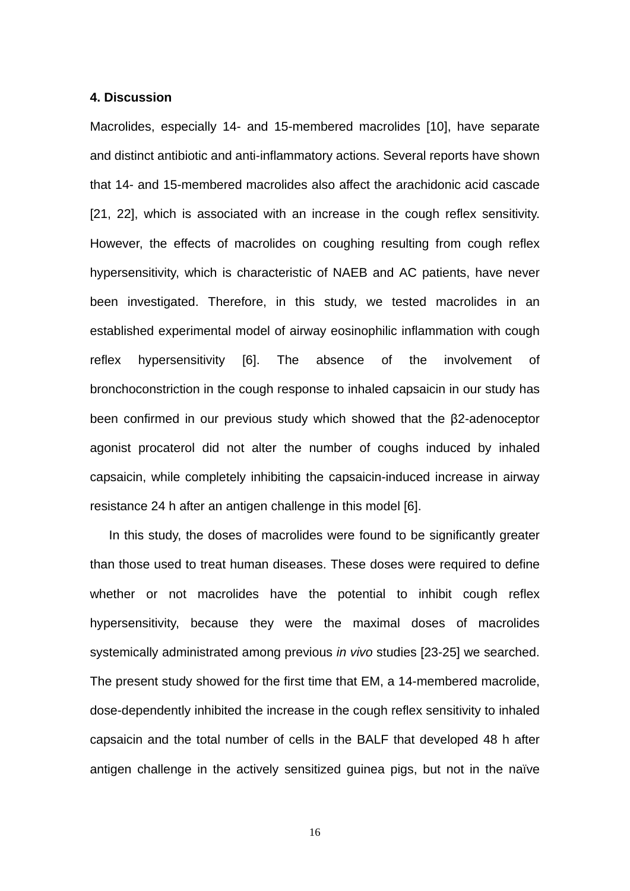## 4. Discussion

Macrolides, especially 14- and 15-membered macrolides [10], have separate and distinct antibiotic and anti-inflammatory actions. Several reports have shown that 14- and 15-membered macrolides also affect the arachidonic acid cascade [21, 22], which is associated with an increase in the cough reflex sensitivity. However, the effects of macrolides on coughing resulting from cough reflex hypersensitivity, which is characteristic of NAEB and AC patients, have never been investigated. Therefore, in this study, we tested macrolides in an established experimental model of airway eosinophilic inflammation with cough reflex hypersensitivity [6]. The absence of the involvement of bronchoconstriction in the cough response to inhaled capsaicin in our study has been confirmed in our previous study which showed that the β2-adenoceptor agonist procaterol did not alter the number of coughs induced by inhaled capsaicin, while completely inhibiting the capsaicin-induced increase in airway resistance 24 h after an antigen challenge in this model [6].

In this study, the doses of macrolides were found to be significantly greater than those used to treat human diseases. These doses were required to define whether or not macrolides have the potential to inhibit cough reflex hypersensitivity, because they were the maximal doses of macrolides systemically administrated among previous *in vivo* studies [23-25] we searched. The present study showed for the first time that EM, a 14-membered macrolide, dose-dependently inhibited the increase in the cough reflex sensitivity to inhaled capsaicin and the total number of cells in the BALF that developed 48 h after antigen challenge in the actively sensitized guinea pigs, but not in the naïve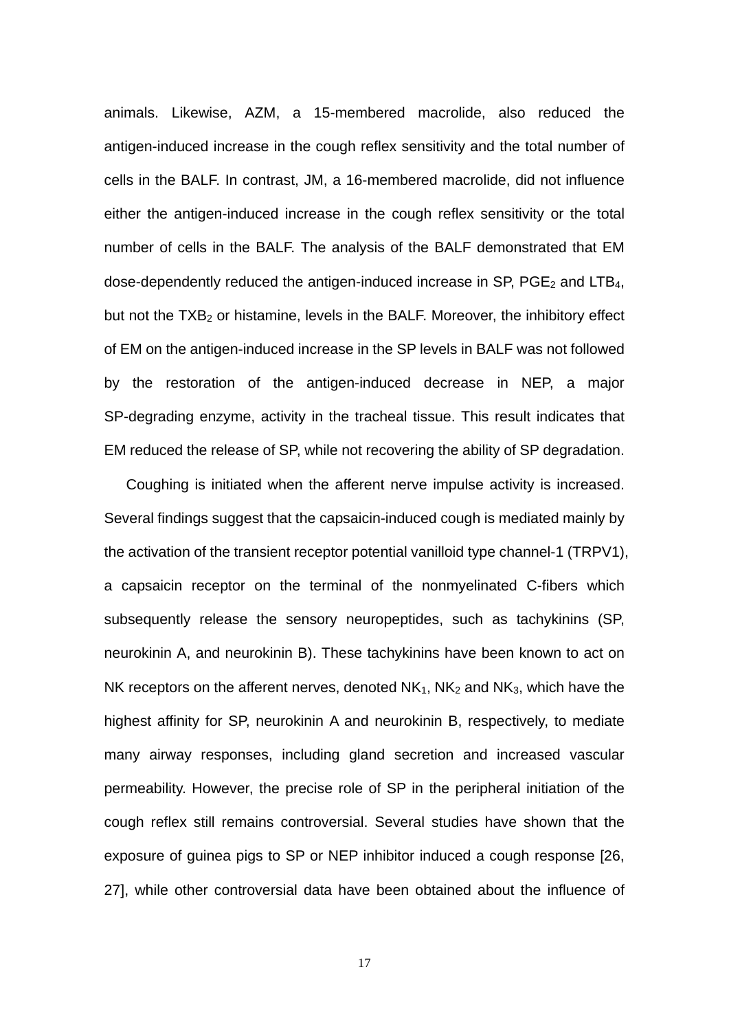animals. Likewise, AZM, a 15-membered macrolide, also reduced the antigen-induced increase in the cough reflex sensitivity and the total number of cells in the BALF. In contrast, JM, a 16-membered macrolide, did not influence either the antigen-induced increase in the cough reflex sensitivity or the total number of cells in the BALF. The analysis of the BALF demonstrated that EM dose-dependently reduced the antigen-induced increase in SP, $PGE_2$ and $LTB_4$, but not the $TXB_2$ or histamine, levels in the BALF. Moreover, the inhibitory effect of EM on the antigen-induced increase in the SP levels in BALF was not followed by the restoration of the antigen-induced decrease in NEP, a major SP-degrading enzyme, activity in the tracheal tissue. This result indicates that EM reduced the release of SP, while not recovering the ability of SP degradation.

Coughing is initiated when the afferent nerve impulse activity is increased. Several findings suggest that the capsaicin-induced cough is mediated mainly by the activation of the transient receptor potential vanilloid type channel-1 (TRPV1), a capsaicin receptor on the terminal of the nonmyelinated C-fibers which subsequently release the sensory neuropeptides, such as tachykinins (SP, neurokinin A, and neurokinin B). These tachykinins have been known to act on NK receptors on the afferent nerves, denoted $NK_1$, $NK_2$ and $NK_3$, which have the highest affinity for SP, neurokinin A and neurokinin B, respectively, to mediate many airway responses, including gland secretion and increased vascular permeability. However, the precise role of SP in the peripheral initiation of the cough reflex still remains controversial. Several studies have shown that the exposure of guinea pigs to SP or NEP inhibitor induced a cough response [26, 27], while other controversial data have been obtained about the influence of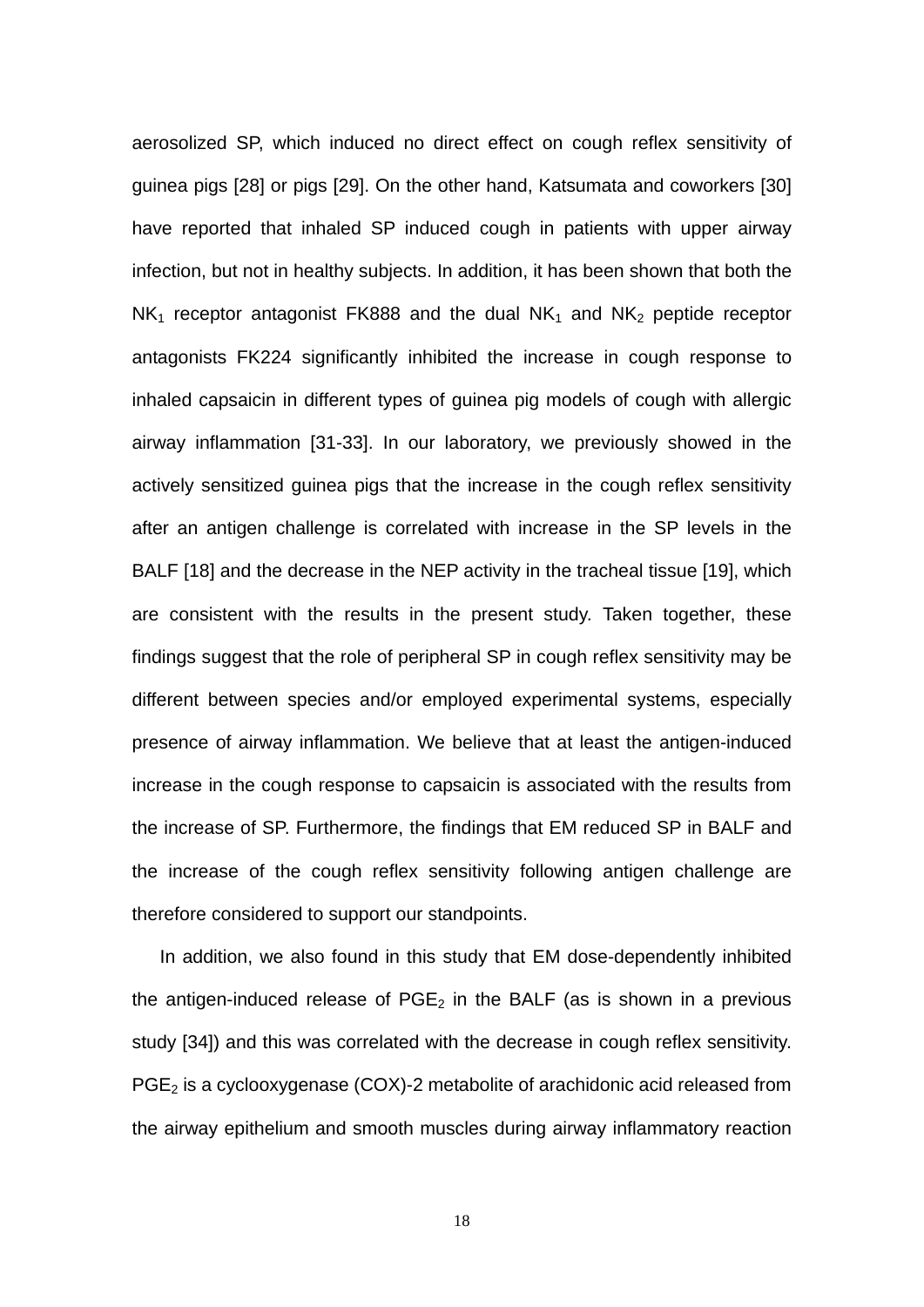aerosolized SP, which induced no direct effect on cough reflex sensitivity of guinea pigs [28] or pigs [29]. On the other hand, Katsumata and coworkers [30] have reported that inhaled SP induced cough in patients with upper airway infection, but not in healthy subjects. In addition, it has been shown that both the $NK_1$ receptor antagonist FK888 and the dual $NK_1$ and $NK_2$ peptide receptor antagonists FK224 significantly inhibited the increase in cough response to inhaled capsaicin in different types of guinea pig models of cough with allergic airway inflammation [31-33]. In our laboratory, we previously showed in the actively sensitized guinea pigs that the increase in the cough reflex sensitivity after an antigen challenge is correlated with increase in the SP levels in the BALF [18] and the decrease in the NEP activity in the tracheal tissue [19], which are consistent with the results in the present study. Taken together, these findings suggest that the role of peripheral SP in cough reflex sensitivity may be different between species and/or employed experimental systems, especially presence of airway inflammation. We believe that at least the antigen-induced increase in the cough response to capsaicin is associated with the results from the increase of SP. Furthermore, the findings that EM reduced SP in BALF and the increase of the cough reflex sensitivity following antigen challenge are therefore considered to support our standpoints.

In addition, we also found in this study that EM dose-dependently inhibited the antigen-induced release of $PGE_2$ in the BALF (as is shown in a previous study [34]) and this was correlated with the decrease in cough reflex sensitivity. $PGE_2$ is a cyclooxygenase (COX)-2 metabolite of arachidonic acid released from the airway epithelium and smooth muscles during airway inflammatory reaction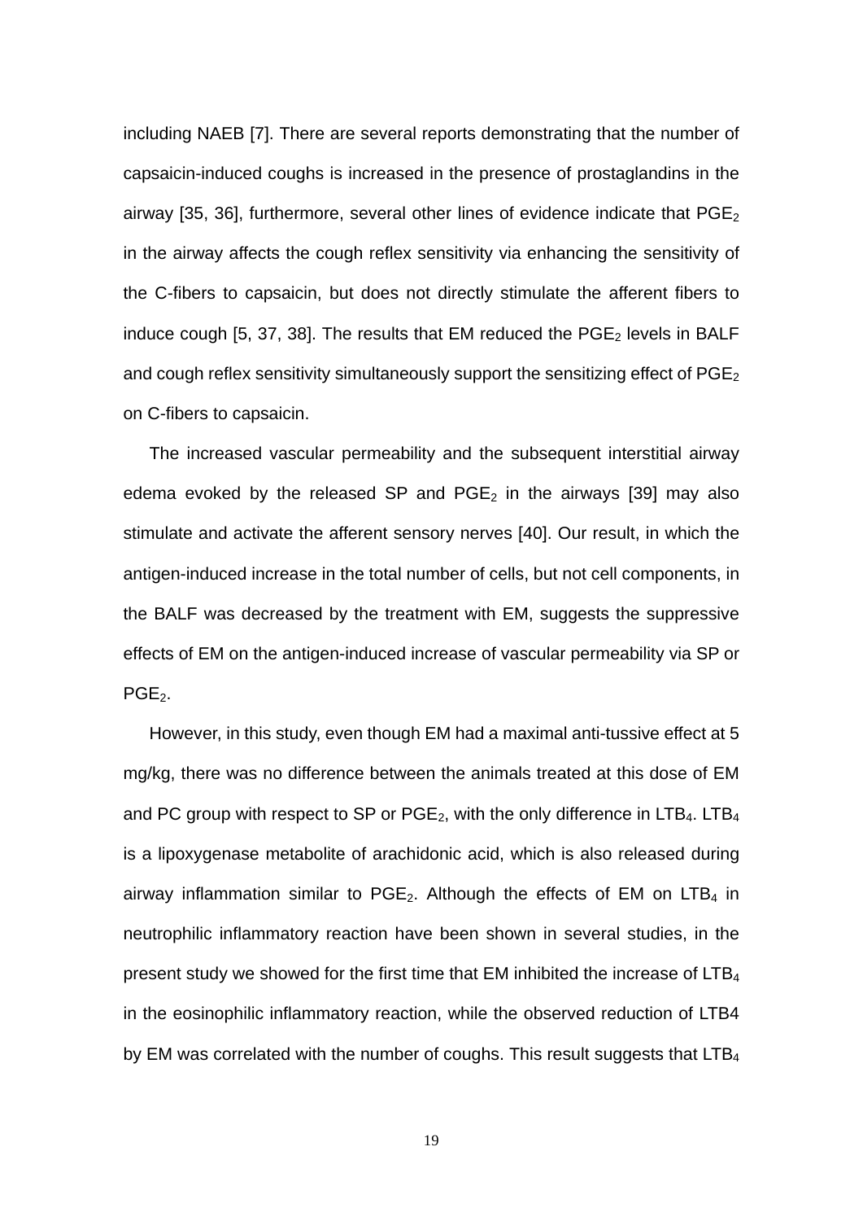including NAEB [7]. There are several reports demonstrating that the number of capsaicin-induced coughs is increased in the presence of prostaglandins in the airway [35, 36], furthermore, several other lines of evidence indicate that $PGE_2$ in the airway affects the cough reflex sensitivity via enhancing the sensitivity of the C-fibers to capsaicin, but does not directly stimulate the afferent fibers to induce cough [5, 37, 38]. The results that EM reduced the $PGE_2$ levels in BALF and cough reflex sensitivity simultaneously support the sensitizing effect of $PGE_2$ on C-fibers to capsaicin.

The increased vascular permeability and the subsequent interstitial airway edema evoked by the released SP and $PGE_2$ in the airways [39] may also stimulate and activate the afferent sensory nerves [40]. Our result, in which the antigen-induced increase in the total number of cells, but not cell components, in the BALF was decreased by the treatment with EM, suggests the suppressive effects of EM on the antigen-induced increase of vascular permeability via SP or $PGE_2$.

However, in this study, even though EM had a maximal anti-tussive effect at 5 mg/kg, there was no difference between the animals treated at this dose of EM and PC group with respect to SP or $PGE_2$, with the only difference in $LTB_4$. $LTB_4$ is a lipoxygenase metabolite of arachidonic acid, which is also released during airway inflammation similar to $PGE_2$. Although the effects of EM on $LTB_4$ in neutrophilic inflammatory reaction have been shown in several studies, in the present study we showed for the first time that EM inhibited the increase of $LTB_4$ in the eosinophilic inflammatory reaction, while the observed reduction of LTB4 by EM was correlated with the number of coughs. This result suggests that $LTB_4$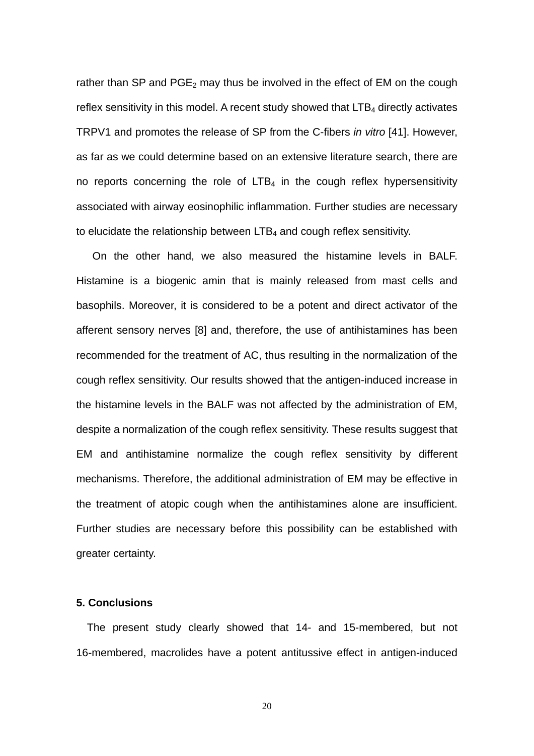rather than SP and $PGE_2$ may thus be involved in the effect of EM on the cough reflex sensitivity in this model. A recent study showed that $LTB_4$ directly activates TRPV1 and promotes the release of SP from the C-fibers *in vitro* [41]. However, as far as we could determine based on an extensive literature search, there are no reports concerning the role of $LTB_4$ in the cough reflex hypersensitivity associated with airway eosinophilic inflammation. Further studies are necessary to elucidate the relationship between $LTB_4$ and cough reflex sensitivity.

On the other hand, we also measured the histamine levels in BALF. Histamine is a biogenic amin that is mainly released from mast cells and basophils. Moreover, it is considered to be a potent and direct activator of the afferent sensory nerves [8] and, therefore, the use of antihistamines has been recommended for the treatment of AC, thus resulting in the normalization of the cough reflex sensitivity. Our results showed that the antigen-induced increase in the histamine levels in the BALF was not affected by the administration of EM, despite a normalization of the cough reflex sensitivity. These results suggest that EM and antihistamine normalize the cough reflex sensitivity by different mechanisms. Therefore, the additional administration of EM may be effective in the treatment of atopic cough when the antihistamines alone are insufficient. Further studies are necessary before this possibility can be established with greater certainty.

## 5. Conclusions

The present study clearly showed that 14- and 15-membered, but not 16-membered, macrolides have a potent antitussive effect in antigen-induced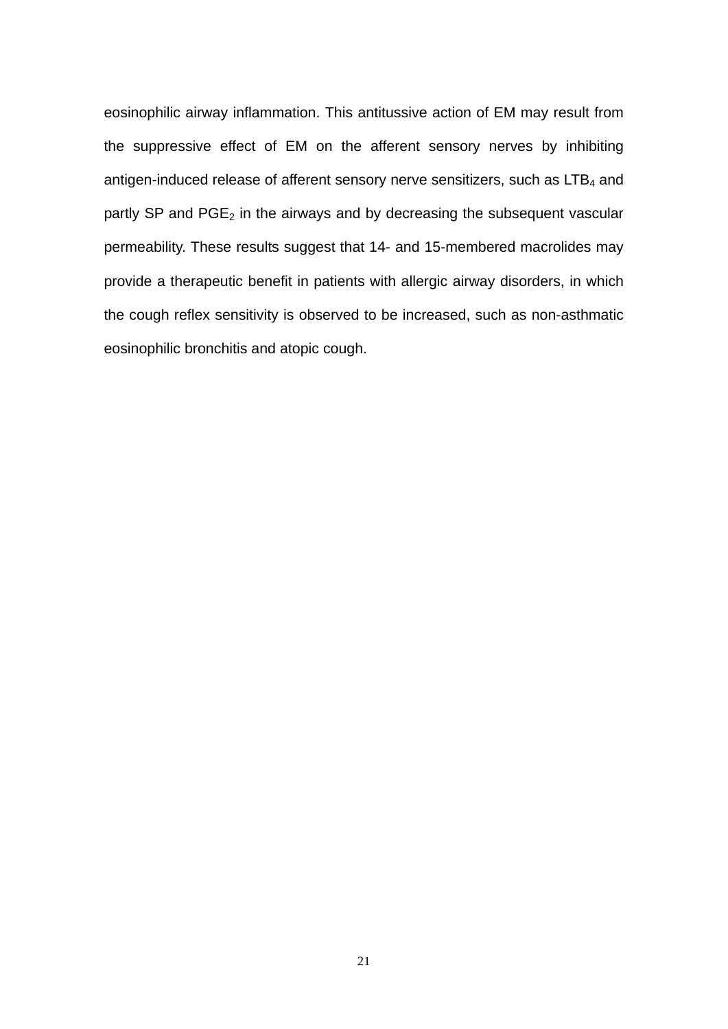eosinophilic airway inflammation. This antitussive action of EM may result from the suppressive effect of EM on the afferent sensory nerves by inhibiting antigen-induced release of afferent sensory nerve sensitizers, such as $LTB_4$ and partly SP and $PGE_2$ in the airways and by decreasing the subsequent vascular permeability. These results suggest that 14- and 15-membered macrolides may provide a therapeutic benefit in patients with allergic airway disorders, in which the cough reflex sensitivity is observed to be increased, such as non-asthmatic eosinophilic bronchitis and atopic cough.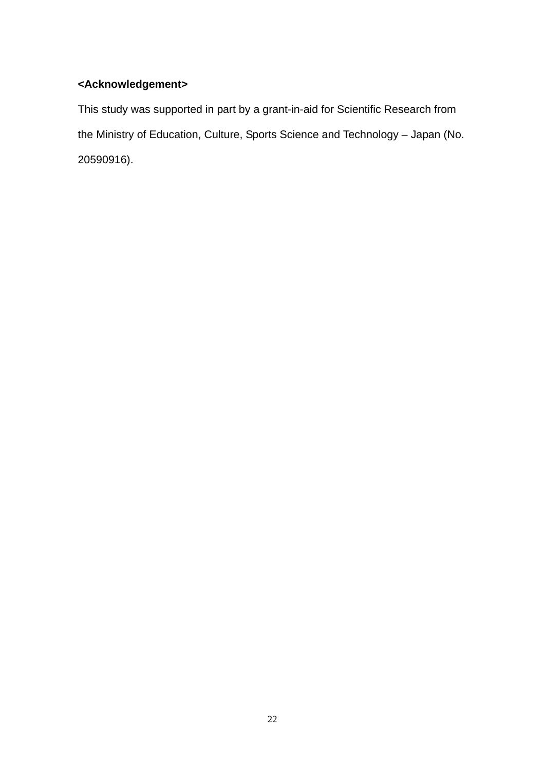**<Acknowledgement>**

This study was supported in part by a grant-in-aid for Scientific Research from the Ministry of Education, Culture, Sports Science and Technology – Japan (No. 20590916).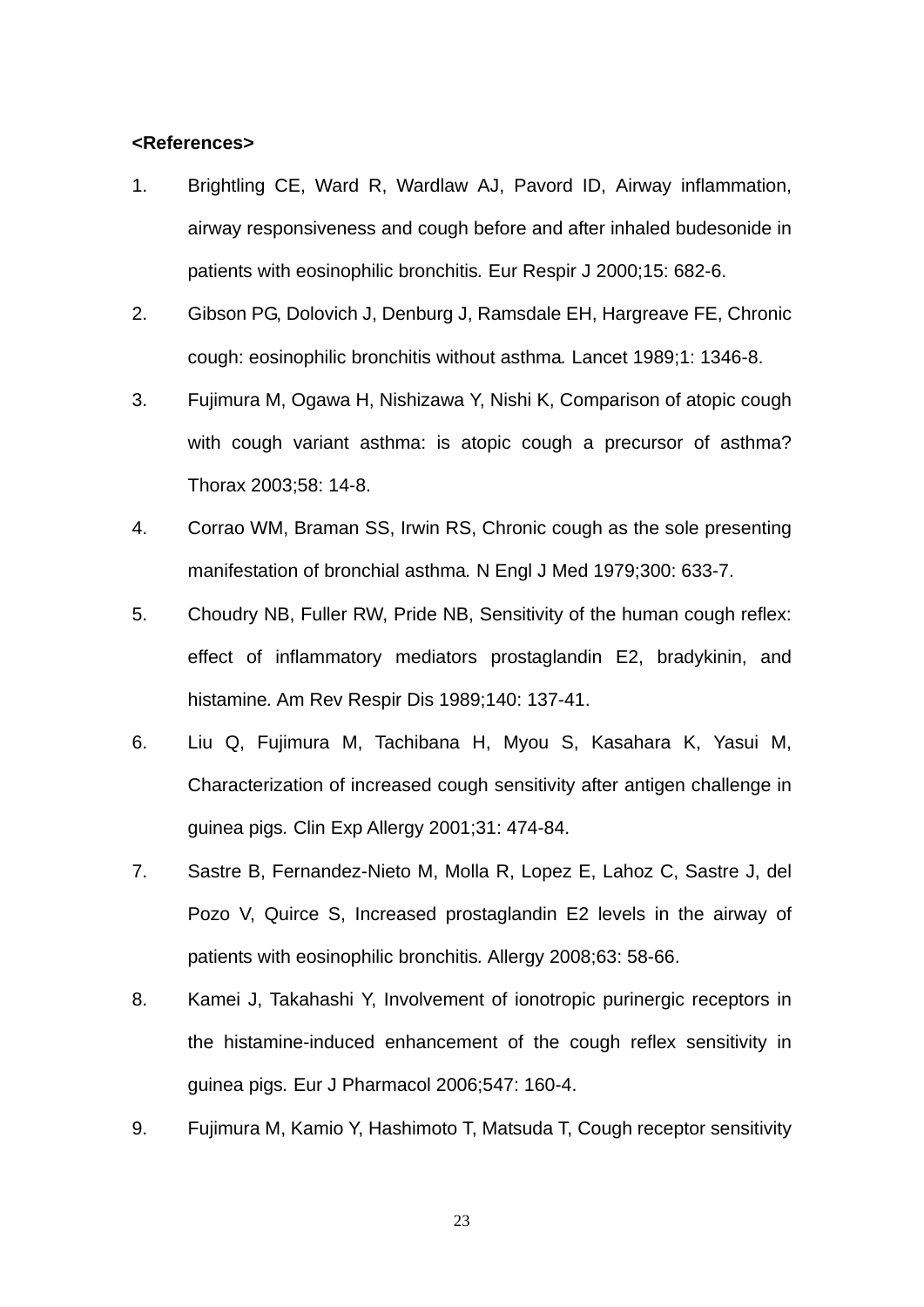**<References>**

1. Brightling CE, Ward R, Wardlaw AJ, Pavord ID, Airway inflammation, airway responsiveness and cough before and after inhaled budesonide in patients with eosinophilic bronchitis. Eur Respir J 2000;15: 682-6.
2. Gibson PG, Dolovich J, Denburg J, Ramsdale EH, Hargreave FE, Chronic cough: eosinophilic bronchitis without asthma. Lancet 1989;1: 1346-8.
3. Fujimura M, Ogawa H, Nishizawa Y, Nishi K, Comparison of atopic cough with cough variant asthma: is atopic cough a precursor of asthma? Thorax 2003;58: 14-8.
4. Corrao WM, Braman SS, Irwin RS, Chronic cough as the sole presenting manifestation of bronchial asthma. N Engl J Med 1979;300: 633-7.
5. Choudry NB, Fuller RW, Pride NB, Sensitivity of the human cough reflex: effect of inflammatory mediators prostaglandin E2, bradykinin, and histamine. Am Rev Respir Dis 1989;140: 137-41.
6. Liu Q, Fujimura M, Tachibana H, Myou S, Kasahara K, Yasui M, Characterization of increased cough sensitivity after antigen challenge in guinea pigs. Clin Exp Allergy 2001;31: 474-84.
7. Sastre B, Fernandez-Nieto M, Molla R, Lopez E, Lahoz C, Sastre J, del Pozo V, Quirce S, Increased prostaglandin E2 levels in the airway of patients with eosinophilic bronchitis. Allergy 2008;63: 58-66.
8. Kamei J, Takahashi Y, Involvement of ionotropic purinergic receptors in the histamine-induced enhancement of the cough reflex sensitivity in guinea pigs. Eur J Pharmacol 2006;547: 160-4.
9. Fujimura M, Kamio Y, Hashimoto T, Matsuda T, Cough receptor sensitivity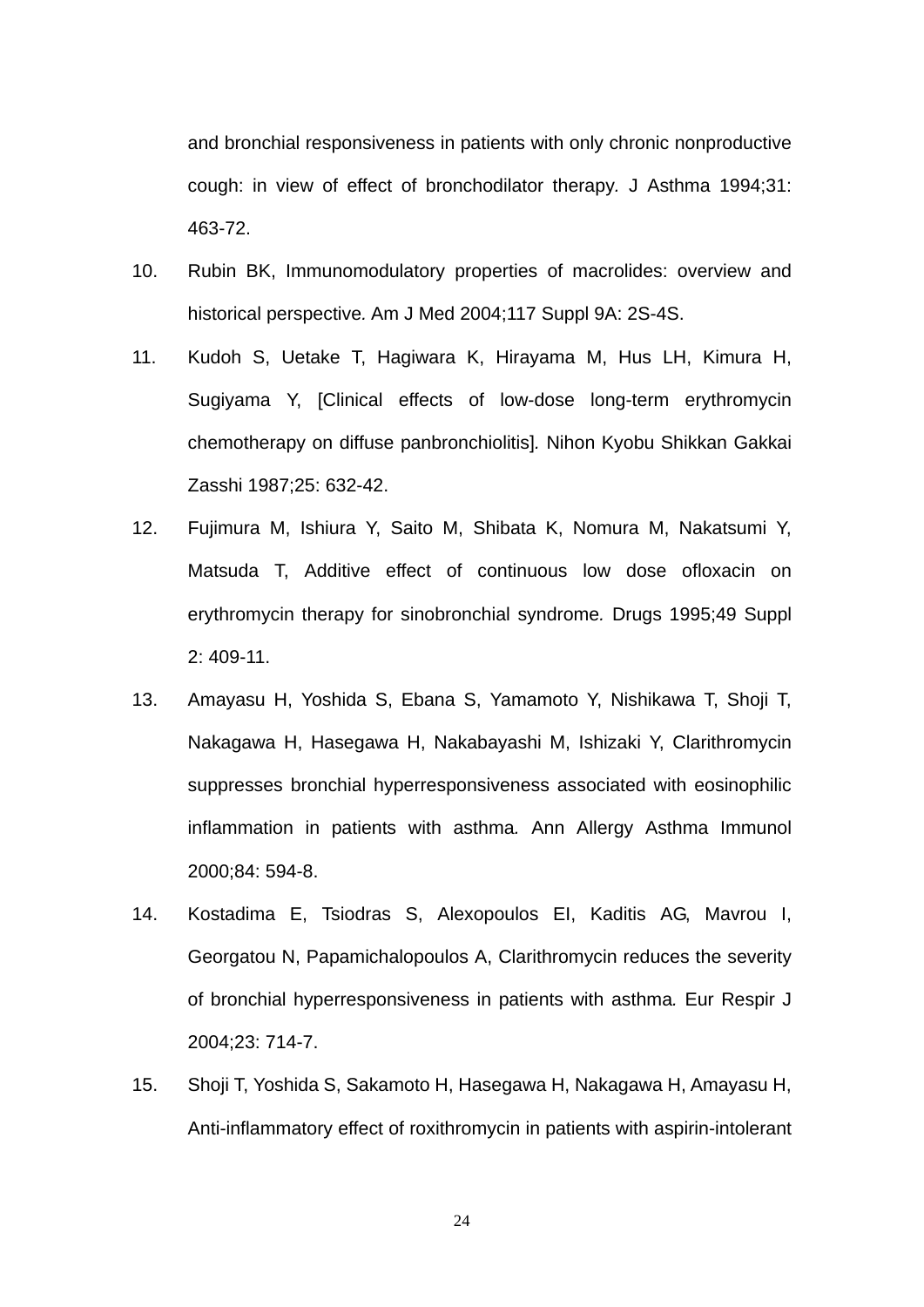and bronchial responsiveness in patients with only chronic nonproductive cough: in view of effect of bronchodilator therapy. J Asthma 1994;31: 463-72.

10. Rubin BK, Immunomodulatory properties of macrolides: overview and historical perspective. Am J Med 2004;117 Suppl 9A: 2S-4S.
11. Kudoh S, Uetake T, Hagiwara K, Hirayama M, Hus LH, Kimura H, Sugiyama Y, [Clinical effects of low-dose long-term erythromycin chemotherapy on diffuse panbronchiolitis]. Nihon Kyobu Shikkan Gakkai Zasshi 1987;25: 632-42.
12. Fujimura M, Ishiura Y, Saito M, Shibata K, Nomura M, Nakatsumi Y, Matsuda T, Additive effect of continuous low dose ofloxacin on erythromycin therapy for sinobronchial syndrome. Drugs 1995;49 Suppl 2: 409-11.
13. Amayasu H, Yoshida S, Ebana S, Yamamoto Y, Nishikawa T, Shoji T, Nakagawa H, Hasegawa H, Nakabayashi M, Ishizaki Y, Clarithromycin suppresses bronchial hyperresponsiveness associated with eosinophilic inflammation in patients with asthma. Ann Allergy Asthma Immunol 2000;84: 594-8.
14. Kostadima E, Tsiodras S, Alexopoulos EI, Kaditis AG, Mavrou I, Georgatou N, Papamichalopoulos A, Clarithromycin reduces the severity of bronchial hyperresponsiveness in patients with asthma. Eur Respir J 2004;23: 714-7.
15. Shoji T, Yoshida S, Sakamoto H, Hasegawa H, Nakagawa H, Amayasu H, Anti-inflammatory effect of roxithromycin in patients with aspirin-intolerant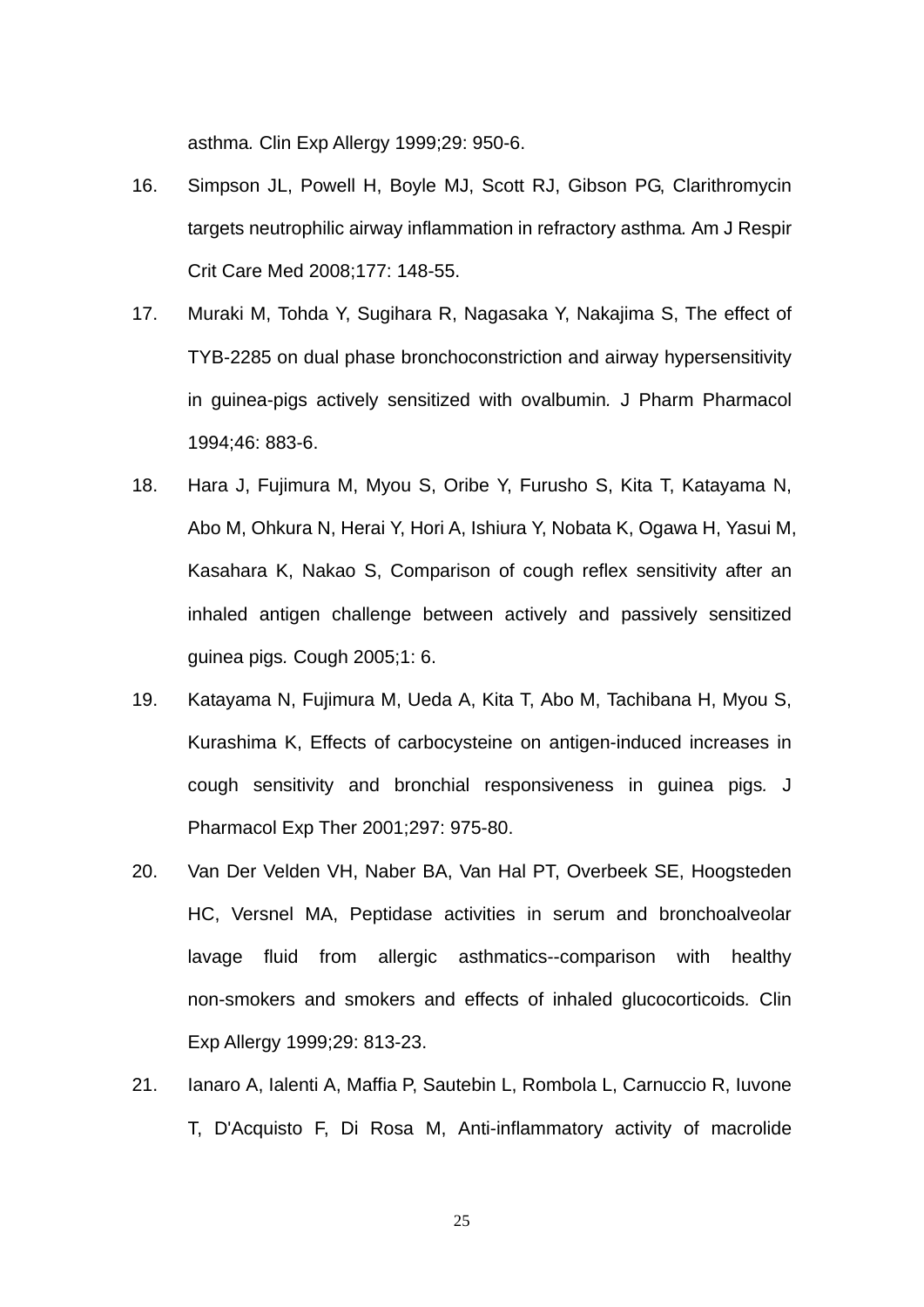asthma. Clin Exp Allergy 1999;29: 950-6.

16. Simpson JL, Powell H, Boyle MJ, Scott RJ, Gibson PG, Clarithromycin targets neutrophilic airway inflammation in refractory asthma. Am J Respir Crit Care Med 2008;177: 148-55.
17. Muraki M, Tohda Y, Sugihara R, Nagasaka Y, Nakajima S, The effect of TYB-2285 on dual phase bronchoconstriction and airway hypersensitivity in guinea-pigs actively sensitized with ovalbumin. J Pharm Pharmacol 1994;46: 883-6.
18. Hara J, Fujimura M, Myou S, Oribe Y, Furusho S, Kita T, Katayama N, Abo M, Ohkura N, Herai Y, Hori A, Ishiura Y, Nobata K, Ogawa H, Yasui M, Kasahara K, Nakao S, Comparison of cough reflex sensitivity after an inhaled antigen challenge between actively and passively sensitized guinea pigs. Cough 2005;1: 6.
19. Katayama N, Fujimura M, Ueda A, Kita T, Abo M, Tachibana H, Myou S, Kurashima K, Effects of carbocysteine on antigen-induced increases in cough sensitivity and bronchial responsiveness in guinea pigs. J Pharmacol Exp Ther 2001;297: 975-80.
20. Van Der Velden VH, Naber BA, Van Hal PT, Overbeek SE, Hoogsteden HC, Versnel MA, Peptidase activities in serum and bronchoalveolar lavage fluid from allergic asthmatics--comparison with healthy non-smokers and smokers and effects of inhaled glucocorticoids. Clin Exp Allergy 1999;29: 813-23.
21. Ianaro A, Ialenti A, Maffia P, Sautebin L, Rombola L, Carnuccio R, Iuvone T, D'Acquisto F, Di Rosa M, Anti-inflammatory activity of macrolide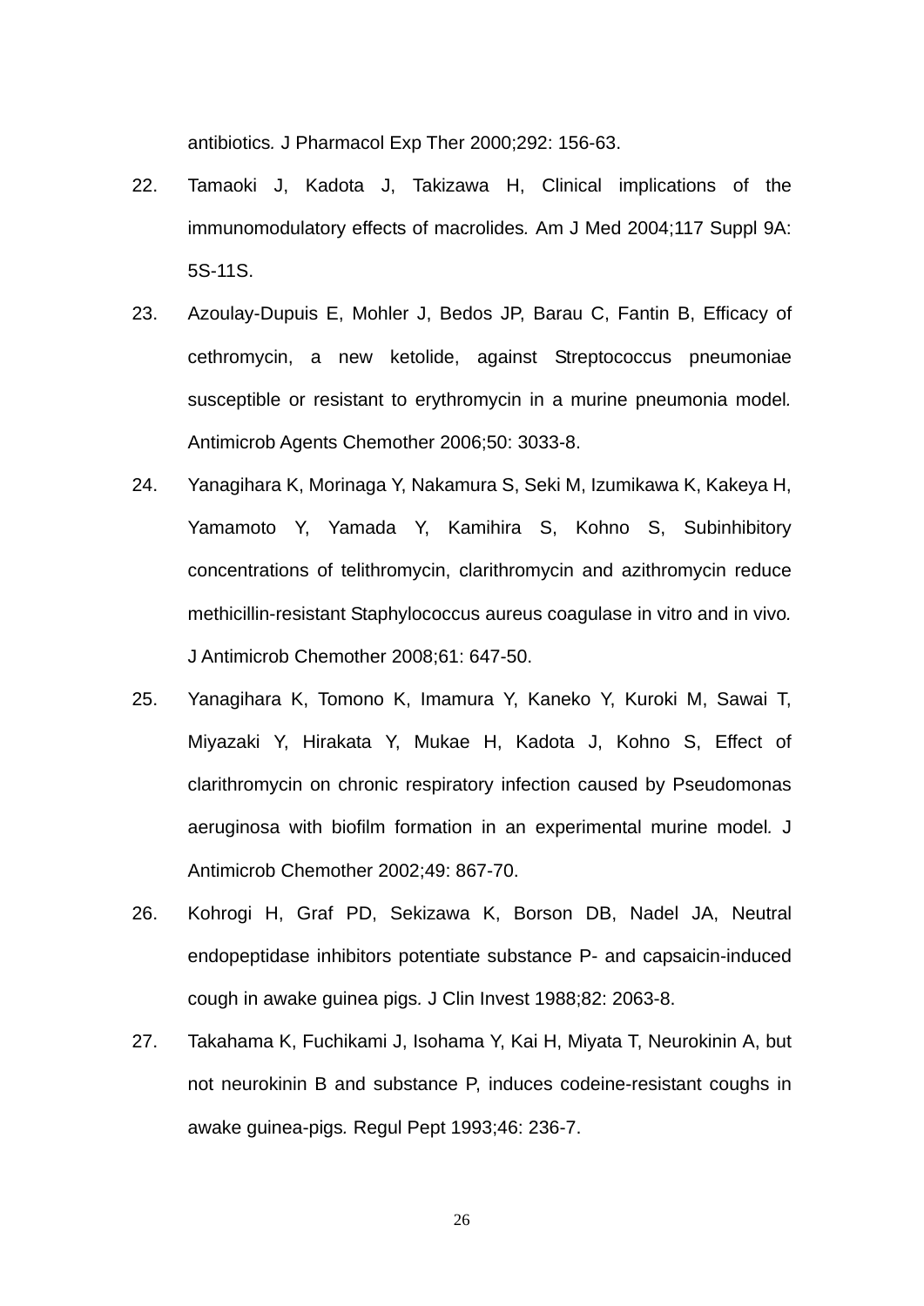antibiotics. J Pharmacol Exp Ther 2000;292: 156-63.

22. Tamaoki J, Kadota J, Takizawa H, Clinical implications of the immunomodulatory effects of macrolides. Am J Med 2004;117 Suppl 9A: 5S-11S.

23. Azoulay-Dupuis E, Mohler J, Bedos JP, Barau C, Fantin B, Efficacy of cethromycin, a new ketolide, against Streptococcus pneumoniae susceptible or resistant to erythromycin in a murine pneumonia model. Antimicrob Agents Chemother 2006;50: 3033-8.

24. Yanagihara K, Morinaga Y, Nakamura S, Seki M, Izumikawa K, Kakeya H, Yamamoto Y, Yamada Y, Kamihira S, Kohno S, Subinhibitory concentrations of telithromycin, clarithromycin and azithromycin reduce methicillin-resistant Staphylococcus aureus coagulase in vitro and in vivo. J Antimicrob Chemother 2008;61: 647-50.

25. Yanagihara K, Tomono K, Imamura Y, Kaneko Y, Kuroki M, Sawai T, Miyazaki Y, Hirakata Y, Mukae H, Kadota J, Kohno S, Effect of clarithromycin on chronic respiratory infection caused by Pseudomonas aeruginosa with biofilm formation in an experimental murine model. J Antimicrob Chemother 2002;49: 867-70.

26. Kohrogi H, Graf PD, Sekizawa K, Borson DB, Nadel JA, Neutral endopeptidase inhibitors potentiate substance P- and capsaicin-induced cough in awake guinea pigs. J Clin Invest 1988;82: 2063-8.

27. Takahama K, Fuchikami J, Isohama Y, Kai H, Miyata T, Neurokinin A, but not neurokinin B and substance P, induces codeine-resistant coughs in awake guinea-pigs. Regul Pept 1993;46: 236-7.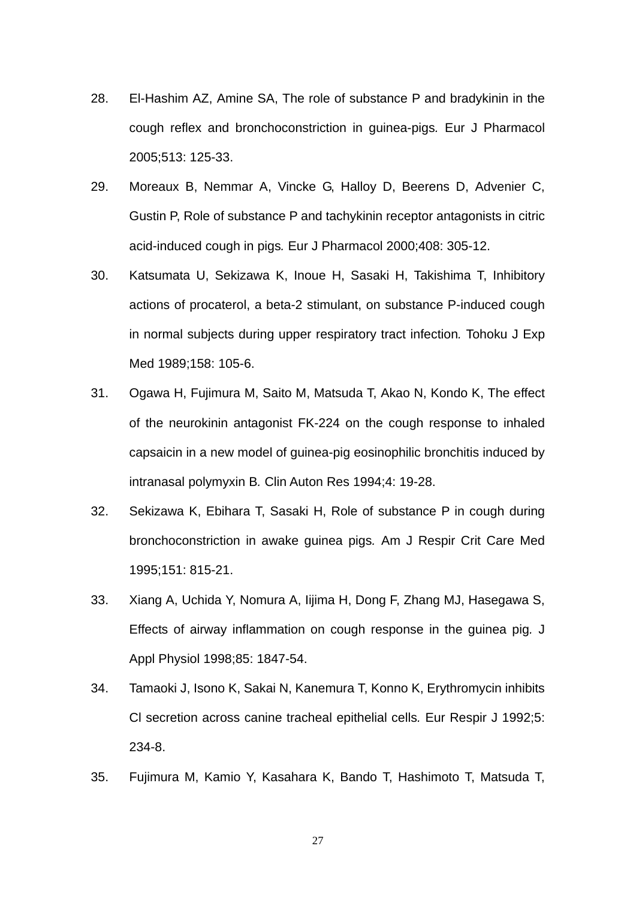28. El-Hashim AZ, Amine SA, The role of substance P and bradykinin in the cough reflex and bronchoconstriction in guinea-pigs. Eur J Pharmacol 2005;513: 125-33.
29. Moreaux B, Nemmar A, Vincke G, Halloy D, Beerens D, Advenier C, Gustin P, Role of substance P and tachykinin receptor antagonists in citric acid-induced cough in pigs. Eur J Pharmacol 2000;408: 305-12.
30. Katsumata U, Sekizawa K, Inoue H, Sasaki H, Takishima T, Inhibitory actions of procaterol, a beta-2 stimulant, on substance P-induced cough in normal subjects during upper respiratory tract infection. Tohoku J Exp Med 1989;158: 105-6.
31. Ogawa H, Fujimura M, Saito M, Matsuda T, Akao N, Kondo K, The effect of the neurokinin antagonist FK-224 on the cough response to inhaled capsaicin in a new model of guinea-pig eosinophilic bronchitis induced by intranasal polymyxin B. Clin Auton Res 1994;4: 19-28.
32. Sekizawa K, Ebihara T, Sasaki H, Role of substance P in cough during bronchoconstriction in awake guinea pigs. Am J Respir Crit Care Med 1995;151: 815-21.
33. Xiang A, Uchida Y, Nomura A, Iijima H, Dong F, Zhang MJ, Hasegawa S, Effects of airway inflammation on cough response in the guinea pig. J Appl Physiol 1998;85: 1847-54.
34. Tamaoki J, Isono K, Sakai N, Kanemura T, Konno K, Erythromycin inhibits Cl secretion across canine tracheal epithelial cells. Eur Respir J 1992;5: 234-8.
35. Fujimura M, Kamio Y, Kasahara K, Bando T, Hashimoto T, Matsuda T,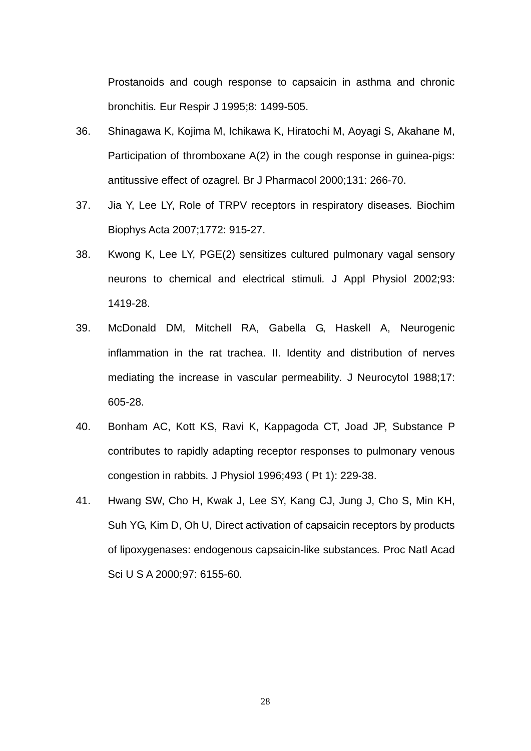Prostanoids and cough response to capsaicin in asthma and chronic bronchitis. Eur Respir J 1995;8: 1499-505.

36. Shinagawa K, Kojima M, Ichikawa K, Hiratochi M, Aoyagi S, Akahane M, Participation of thromboxane A(2) in the cough response in guinea-pigs: antitussive effect of ozagrel. Br J Pharmacol 2000;131: 266-70.

37. Jia Y, Lee LY, Role of TRPV receptors in respiratory diseases. Biochim Biophys Acta 2007;1772: 915-27.

38. Kwong K, Lee LY, PGE(2) sensitizes cultured pulmonary vagal sensory neurons to chemical and electrical stimuli. J Appl Physiol 2002;93: 1419-28.

39. McDonald DM, Mitchell RA, Gabella G, Haskell A, Neurogenic inflammation in the rat trachea. II. Identity and distribution of nerves mediating the increase in vascular permeability. J Neurocytol 1988;17: 605-28.

40. Bonham AC, Kott KS, Ravi K, Kappagoda CT, Joad JP, Substance P contributes to rapidly adapting receptor responses to pulmonary venous congestion in rabbits. J Physiol 1996;493 ( Pt 1): 229-38.

41. Hwang SW, Cho H, Kwak J, Lee SY, Kang CJ, Jung J, Cho S, Min KH, Suh YG, Kim D, Oh U, Direct activation of capsaicin receptors by products of lipoxygenases: endogenous capsaicin-like substances. Proc Natl Acad Sci U S A 2000;97: 6155-60.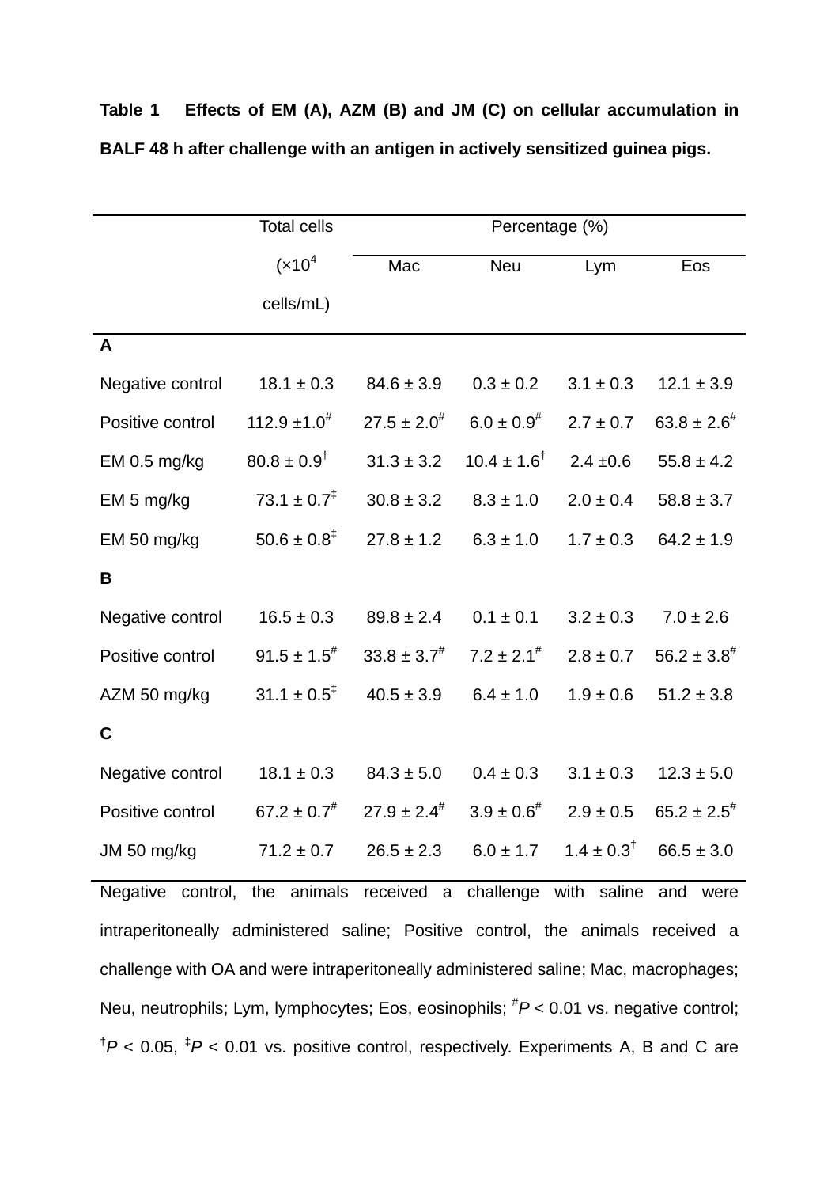**Table 1 Effects of EM (A), AZM (B) and JM (C) on cellular accumulation in BALF 48 h after challenge with an antigen in actively sensitized guinea pigs.**

| | Total cells ($\times 10^4$ cells/mL) | Percentage (%) | | | |
|---|---|---|---|---|---|
| | | Mac | Neu | Lym | Eos |
| **A** | | | | | |
| Negative control | 18.1 ± 0.3 | 84.6 ± 3.9 | 0.3 ± 0.2 | 3.1 ± 0.3 | 12.1 ± 3.9 |
| Positive control | 112.9 ±1.0[#] | 27.5 ± 2.0[#] | 6.0 ± 0.9[#] | 2.7 ± 0.7 | 63.8 ± 2.6[#] |
| EM 0.5 mg/kg | 80.8 ± 0.9[†] | 31.3 ± 3.2 | 10.4 ± 1.6[†] | 2.4 ±0.6 | 55.8 ± 4.2 |
| EM 5 mg/kg | 73.1 ± 0.7[‡] | 30.8 ± 3.2 | 8.3 ± 1.0 | 2.0 ± 0.4 | 58.8 ± 3.7 |
| EM 50 mg/kg | 50.6 ± 0.8[‡] | 27.8 ± 1.2 | 6.3 ± 1.0 | 1.7 ± 0.3 | 64.2 ± 1.9 |
| **B** | | | | | |
| Negative control | 16.5 ± 0.3 | 89.8 ± 2.4 | 0.1 ± 0.1 | 3.2 ± 0.3 | 7.0 ± 2.6 |
| Positive control | 91.5 ± 1.5[#] | 33.8 ± 3.7[#] | 7.2 ± 2.1[#] | 2.8 ± 0.7 | 56.2 ± 3.8[#] |
| AZM 50 mg/kg | 31.1 ± 0.5[‡] | 40.5 ± 3.9 | 6.4 ± 1.0 | 1.9 ± 0.6 | 51.2 ± 3.8 |
| **C** | | | | | |
| Negative control | 18.1 ± 0.3 | 84.3 ± 5.0 | 0.4 ± 0.3 | 3.1 ± 0.3 | 12.3 ± 5.0 |
| Positive control | 67.2 ± 0.7[#] | 27.9 ± 2.4[#] | 3.9 ± 0.6[#] | 2.9 ± 0.5 | 65.2 ± 2.5[#] |
| JM 50 mg/kg | 71.2 ± 0.7 | 26.5 ± 2.3 | 6.0 ± 1.7 | 1.4 ± 0.3[†] | 66.5 ± 3.0 |

Negative control, the animals received a challenge with saline and were intraperitoneally administered saline; Positive control, the animals received a challenge with OA and were intraperitoneally administered saline; Mac, macrophages; Neu, neutrophils; Lym, lymphocytes; Eos, eosinophils; [#]$P < 0.01$ vs. negative control; [†]$P < 0.05$, [‡]$P < 0.01$ vs. positive control, respectively. Experiments A, B and C are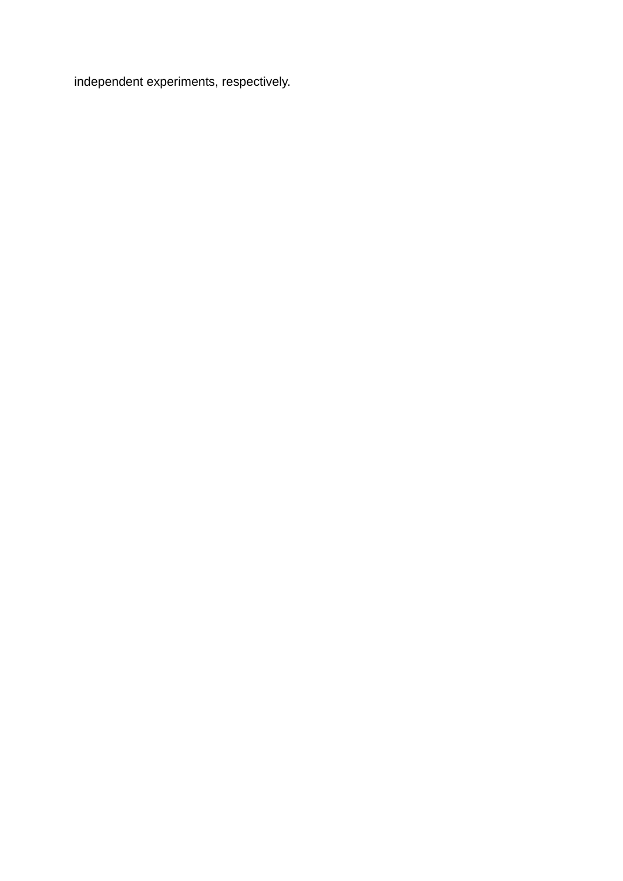independent experiments, respectively.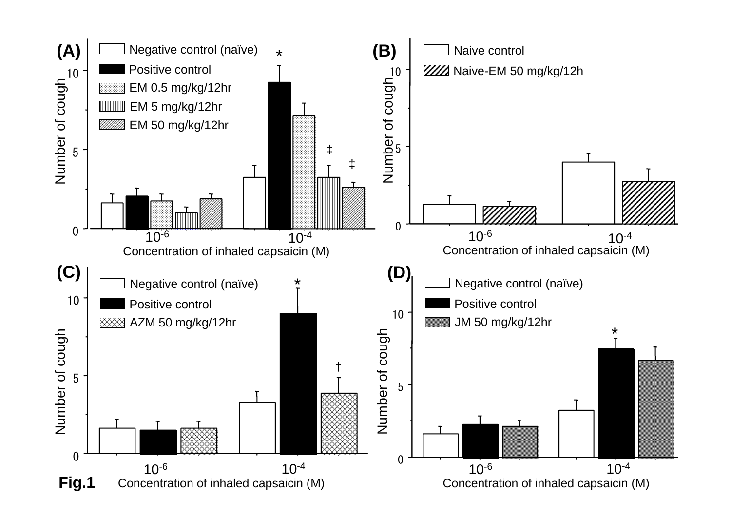**(A)**

Negative control (naïve)
Positive control
EM 0.5 mg/kg/12hr
EM 5 mg/kg/12hr
EM 50 mg/kg/12hr

Number of cough

Concentration of inhaled capsaicin (M)

**(B)**

Naive control
Naive-EM 50 mg/kg/12h

Number of cough

Concentration of inhaled capsaicin (M)

**(C)**

Negative control (naïve)
Positive control
AZM 50 mg/kg/12hr

Number of cough

Concentration of inhaled capsaicin (M)

**(D)**

Negative control (naïve)
Positive control
JM 50 mg/kg/12hr

Number of cough

Concentration of inhaled capsaicin (M)

**Fig.1**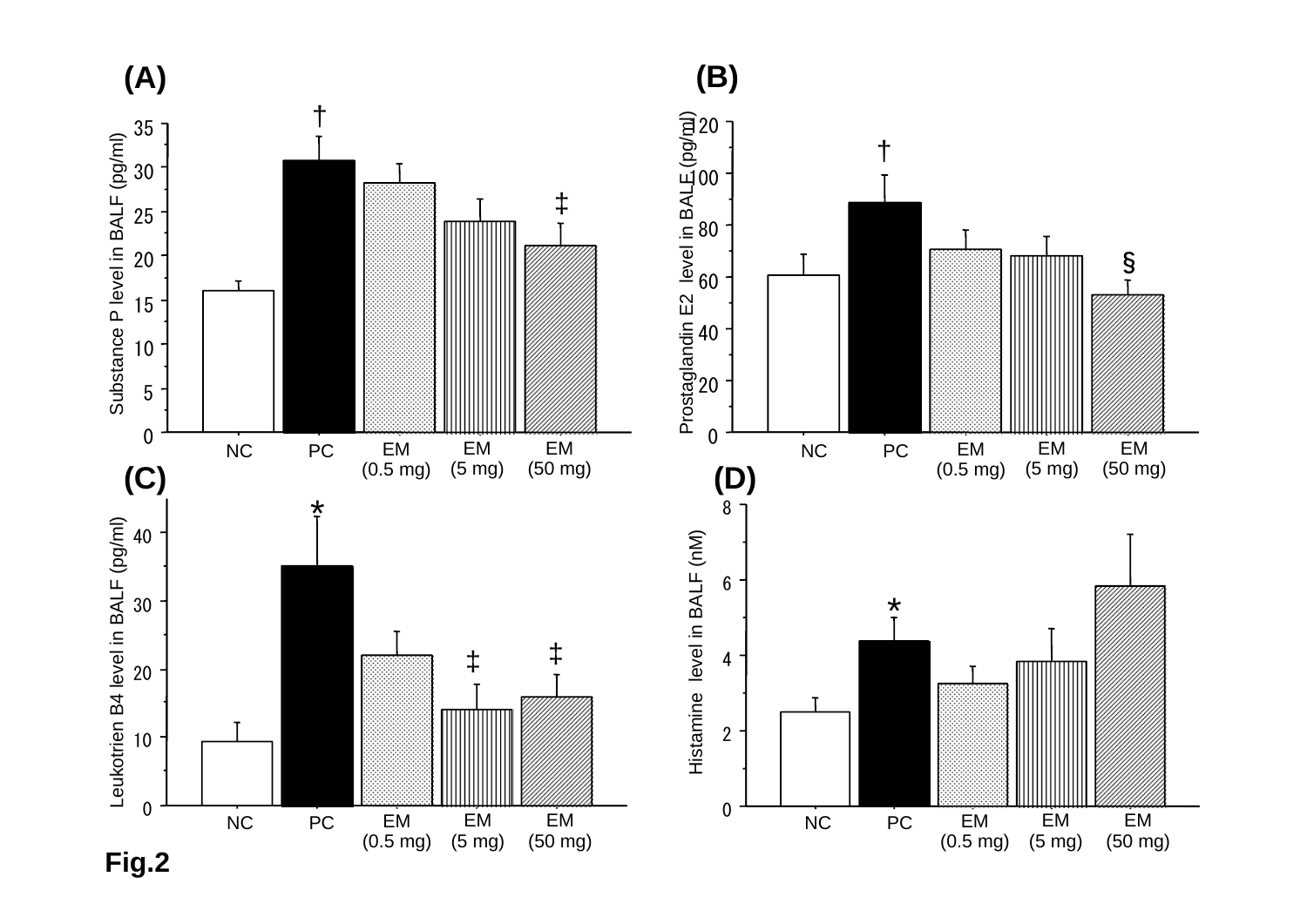Fig.2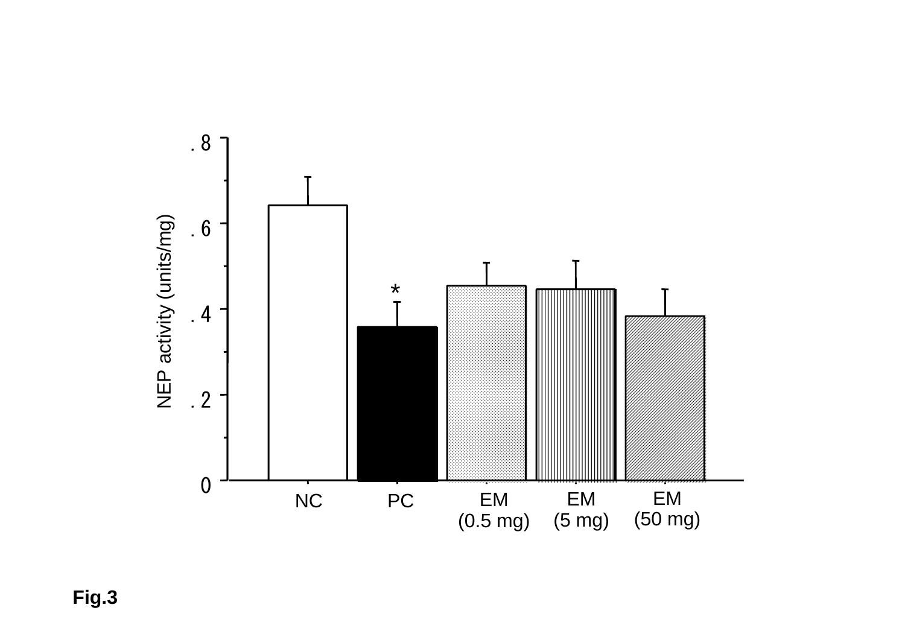.8

.6

.4

.2

0

NEP activity (units/mg)

*

NC

PC

EM
(0.5 mg)

EM
(5 mg)

EM
(50 mg)

**Fig.3**